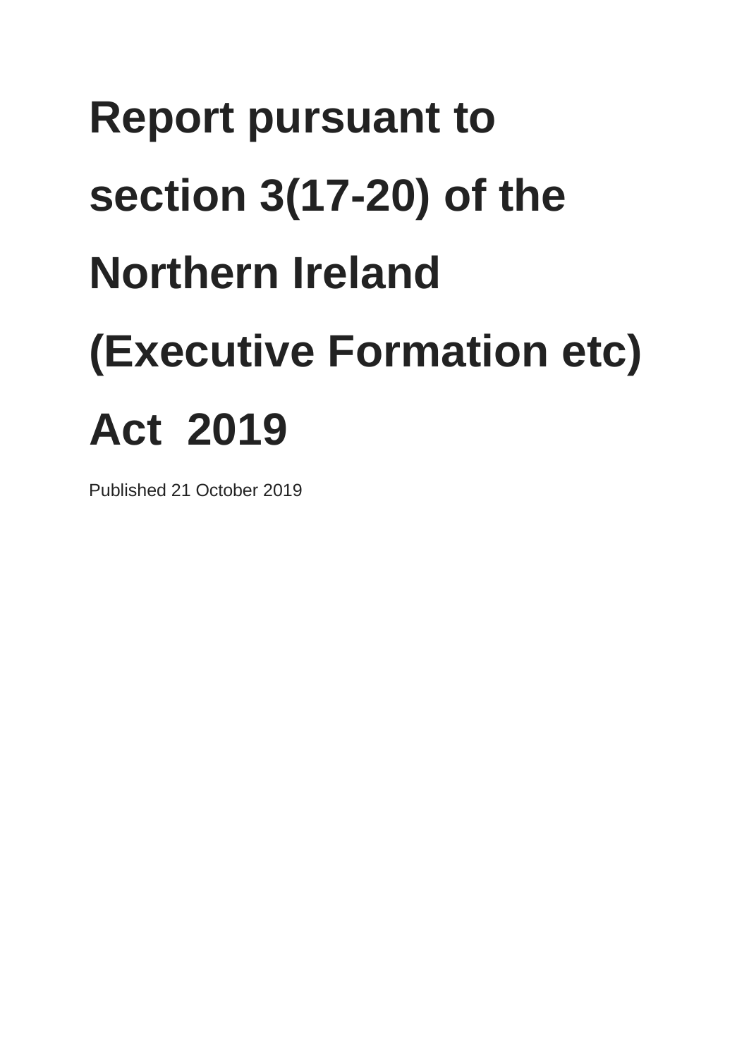# Report pursuant to section 3(17-20) of the Northern Ireland (Executive Formation etc) Act 2019

Published 21 October 2019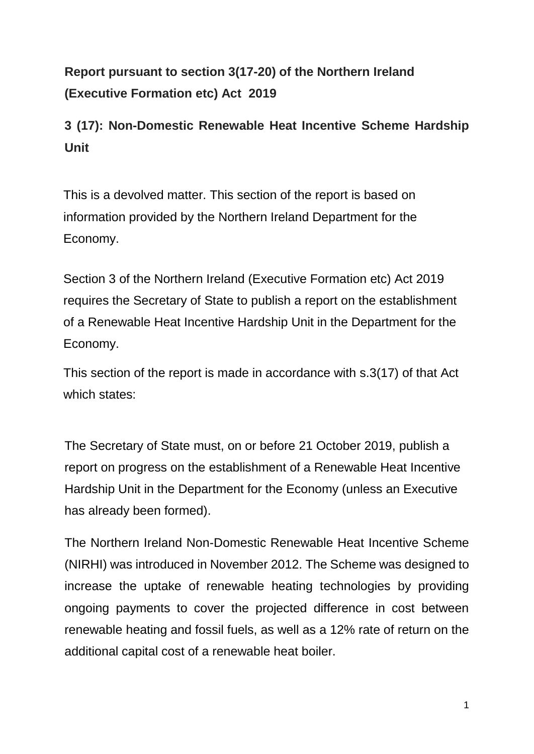**Report pursuant to section 3(17-20) of the Northern Ireland (Executive Formation etc) Act 2019**

**3 (17): Non-Domestic Renewable Heat Incentive Scheme Hardship Unit**

This is a devolved matter. This section of the report is based on information provided by the Northern Ireland Department for the Economy.

Section 3 of the Northern Ireland (Executive Formation etc) Act 2019 requires the Secretary of State to publish a report on the establishment of a Renewable Heat Incentive Hardship Unit in the Department for the Economy.

This section of the report is made in accordance with s.3(17) of that Act which states:

> The Secretary of State must, on or before 21 October 2019, publish a report on progress on the establishment of a Renewable Heat Incentive Hardship Unit in the Department for the Economy (unless an Executive has already been formed).

The Northern Ireland Non-Domestic Renewable Heat Incentive Scheme (NIRHI) was introduced in November 2012. The Scheme was designed to increase the uptake of renewable heating technologies by providing ongoing payments to cover the projected difference in cost between renewable heating and fossil fuels, as well as a 12% rate of return on the additional capital cost of a renewable heat boiler.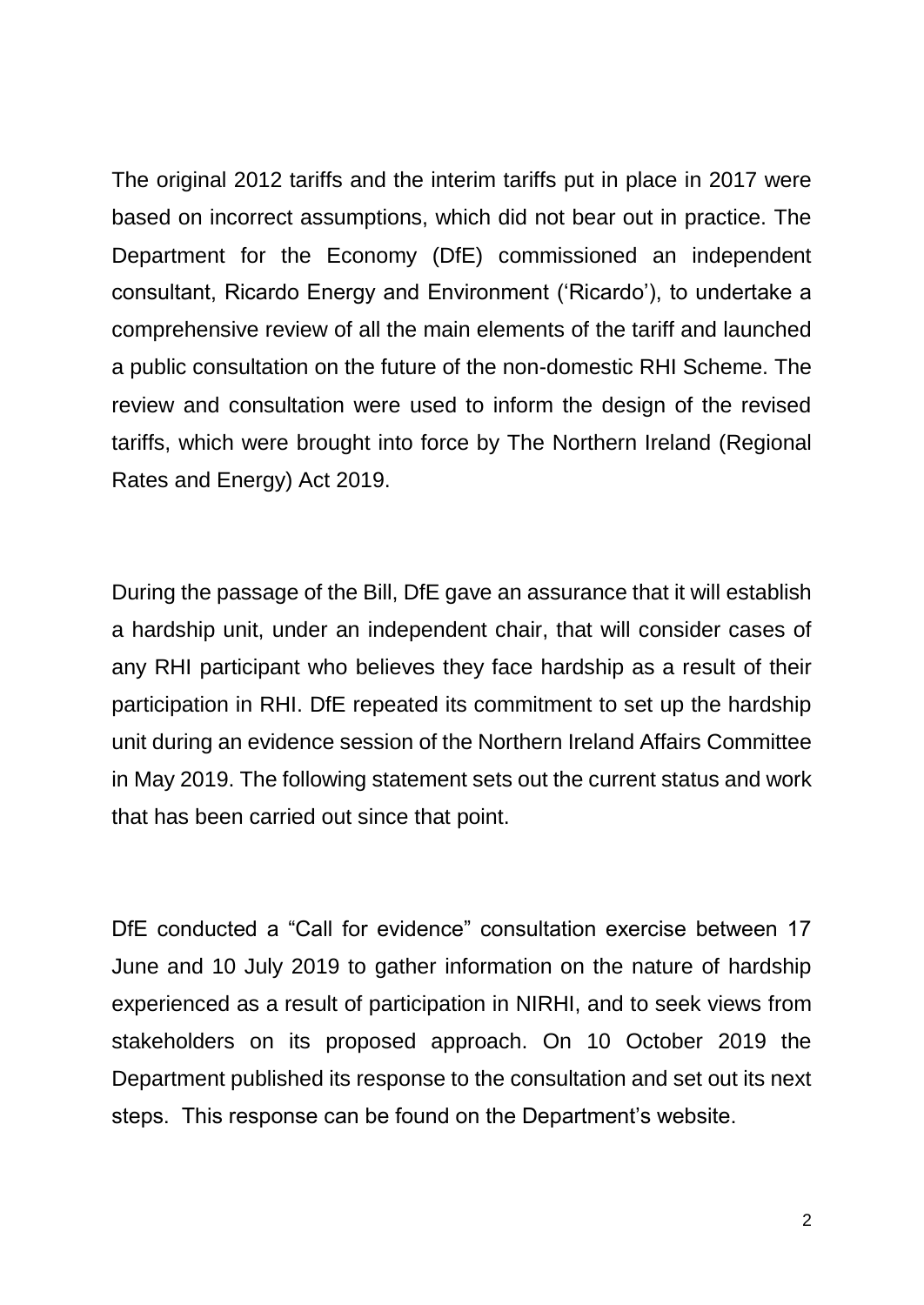The original 2012 tariffs and the interim tariffs put in place in 2017 were based on incorrect assumptions, which did not bear out in practice. The Department for the Economy (DfE) commissioned an independent consultant, Ricardo Energy and Environment ('Ricardo'), to undertake a comprehensive review of all the main elements of the tariff and launched a public consultation on the future of the non-domestic RHI Scheme. The review and consultation were used to inform the design of the revised tariffs, which were brought into force by The Northern Ireland (Regional Rates and Energy) Act 2019.

During the passage of the Bill, DfE gave an assurance that it will establish a hardship unit, under an independent chair, that will consider cases of any RHI participant who believes they face hardship as a result of their participation in RHI. DfE repeated its commitment to set up the hardship unit during an evidence session of the Northern Ireland Affairs Committee in May 2019. The following statement sets out the current status and work that has been carried out since that point.

DfE conducted a "Call for evidence" consultation exercise between 17 June and 10 July 2019 to gather information on the nature of hardship experienced as a result of participation in NIRHI, and to seek views from stakeholders on its proposed approach. On 10 October 2019 the Department published its response to the consultation and set out its next steps. This response can be found on the Department's website.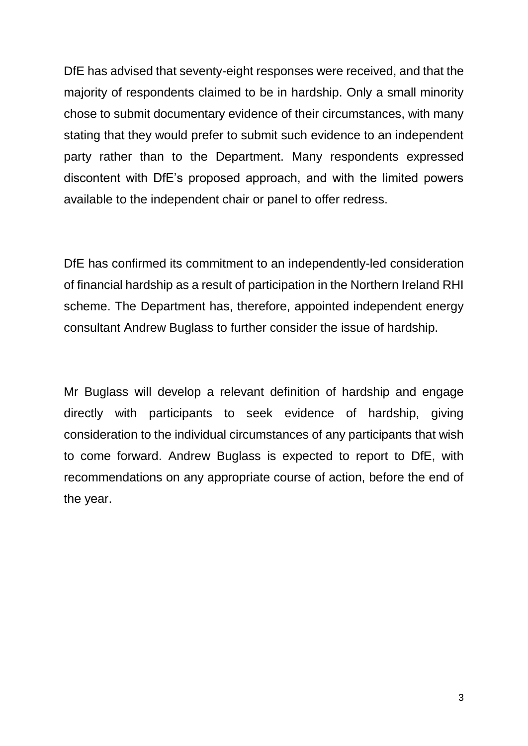DfE has advised that seventy-eight responses were received, and that the majority of respondents claimed to be in hardship. Only a small minority chose to submit documentary evidence of their circumstances, with many stating that they would prefer to submit such evidence to an independent party rather than to the Department. Many respondents expressed discontent with DfE's proposed approach, and with the limited powers available to the independent chair or panel to offer redress.

DfE has confirmed its commitment to an independently-led consideration of financial hardship as a result of participation in the Northern Ireland RHI scheme. The Department has, therefore, appointed independent energy consultant Andrew Buglass to further consider the issue of hardship.

Mr Buglass will develop a relevant definition of hardship and engage directly with participants to seek evidence of hardship, giving consideration to the individual circumstances of any participants that wish to come forward. Andrew Buglass is expected to report to DfE, with recommendations on any appropriate course of action, before the end of the year.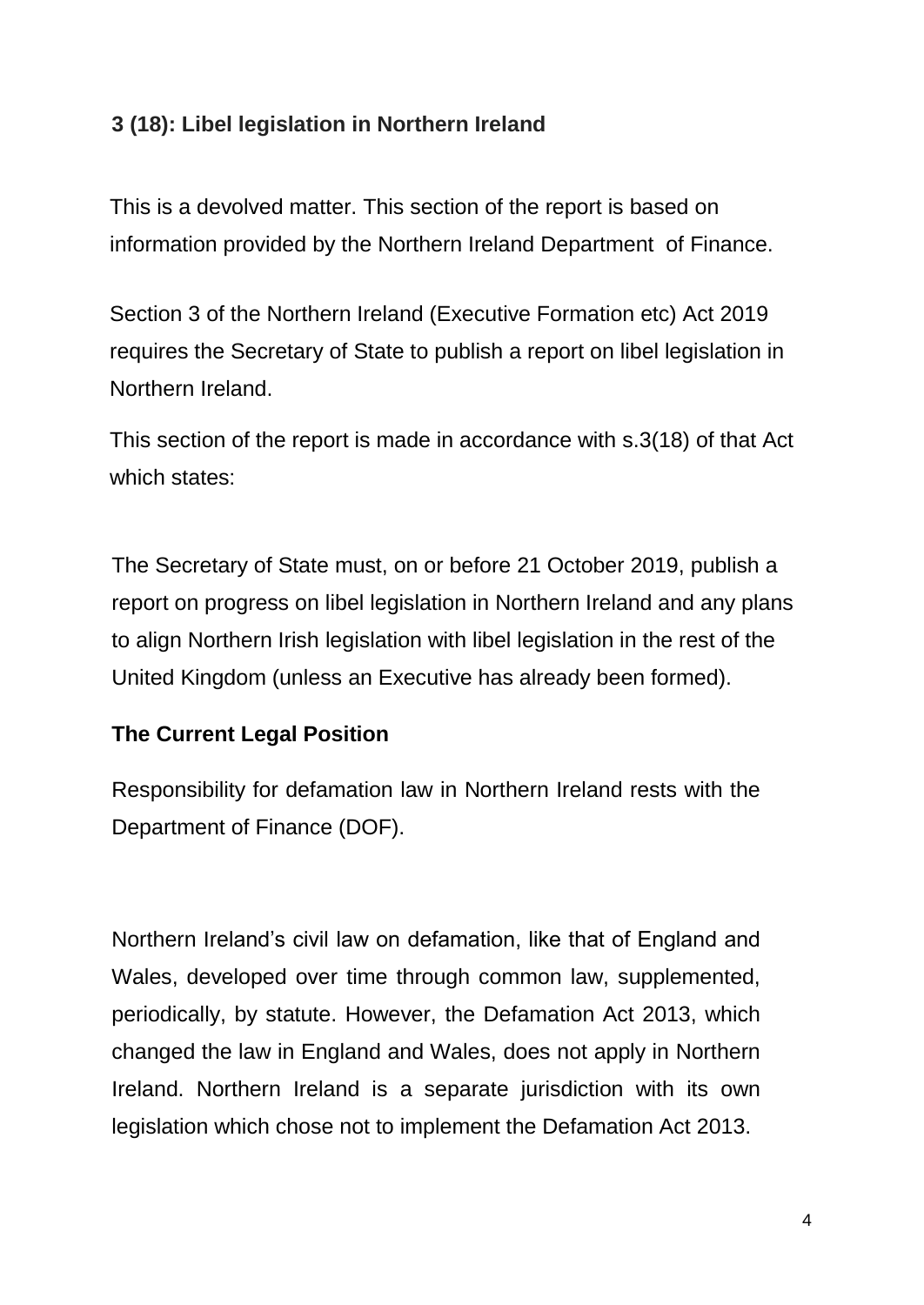## 3 (18): Libel legislation in Northern Ireland

This is a devolved matter. This section of the report is based on information provided by the Northern Ireland Department of Finance.

Section 3 of the Northern Ireland (Executive Formation etc) Act 2019 requires the Secretary of State to publish a report on libel legislation in Northern Ireland.

This section of the report is made in accordance with s.3(18) of that Act which states:

> The Secretary of State must, on or before 21 October 2019, publish a report on progress on libel legislation in Northern Ireland and any plans to align Northern Irish legislation with libel legislation in the rest of the United Kingdom (unless an Executive has already been formed).

### The Current Legal Position

Responsibility for defamation law in Northern Ireland rests with the Department of Finance (DOF).

Northern Ireland's civil law on defamation, like that of England and Wales, developed over time through common law, supplemented, periodically, by statute. However, the Defamation Act 2013, which changed the law in England and Wales, does not apply in Northern Ireland. Northern Ireland is a separate jurisdiction with its own legislation which chose not to implement the Defamation Act 2013.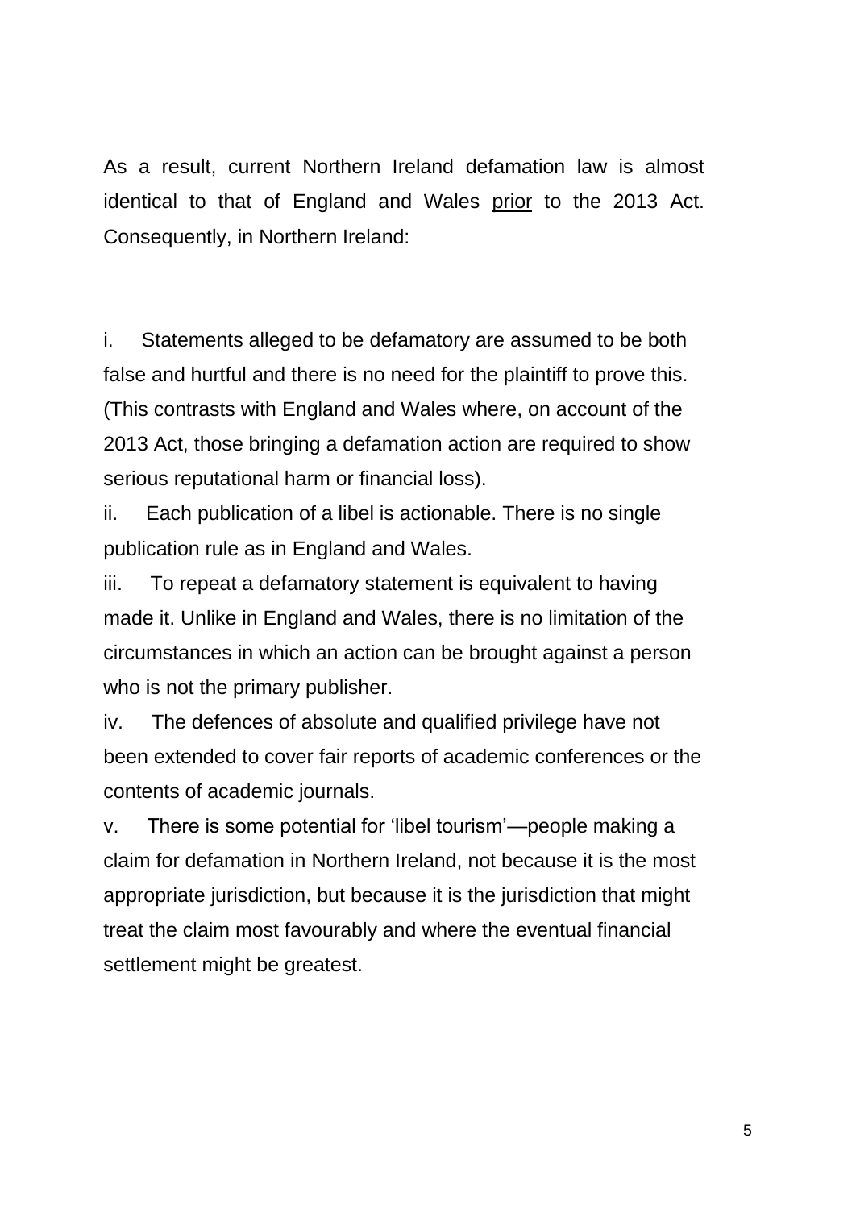As a result, current Northern Ireland defamation law is almost identical to that of England and Wales <u>prior</u> to the 2013 Act. Consequently, in Northern Ireland:

i. Statements alleged to be defamatory are assumed to be both false and hurtful and there is no need for the plaintiff to prove this. (This contrasts with England and Wales where, on account of the 2013 Act, those bringing a defamation action are required to show serious reputational harm or financial loss).

ii. Each publication of a libel is actionable. There is no single publication rule as in England and Wales.

iii. To repeat a defamatory statement is equivalent to having made it. Unlike in England and Wales, there is no limitation of the circumstances in which an action can be brought against a person who is not the primary publisher.

iv. The defences of absolute and qualified privilege have not been extended to cover fair reports of academic conferences or the contents of academic journals.

v. There is some potential for 'libel tourism'—people making a claim for defamation in Northern Ireland, not because it is the most appropriate jurisdiction, but because it is the jurisdiction that might treat the claim most favourably and where the eventual financial settlement might be greatest.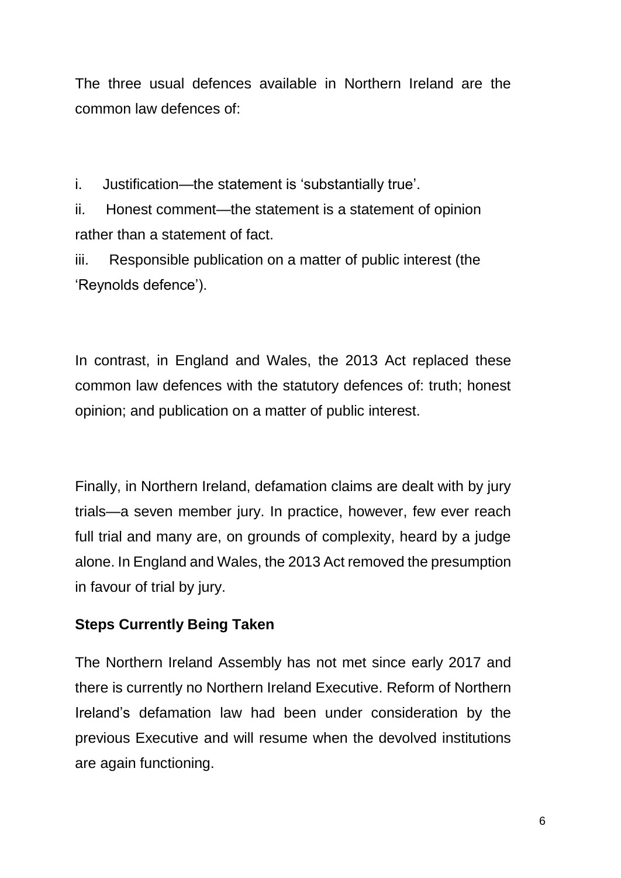The three usual defences available in Northern Ireland are the common law defences of:

i. Justification—the statement is 'substantially true'.

ii. Honest comment—the statement is a statement of opinion rather than a statement of fact.

iii. Responsible publication on a matter of public interest (the 'Reynolds defence').

In contrast, in England and Wales, the 2013 Act replaced these common law defences with the statutory defences of: truth; honest opinion; and publication on a matter of public interest.

Finally, in Northern Ireland, defamation claims are dealt with by jury trials—a seven member jury. In practice, however, few ever reach full trial and many are, on grounds of complexity, heard by a judge alone. In England and Wales, the 2013 Act removed the presumption in favour of trial by jury.

**Steps Currently Being Taken**

The Northern Ireland Assembly has not met since early 2017 and there is currently no Northern Ireland Executive. Reform of Northern Ireland's defamation law had been under consideration by the previous Executive and will resume when the devolved institutions are again functioning.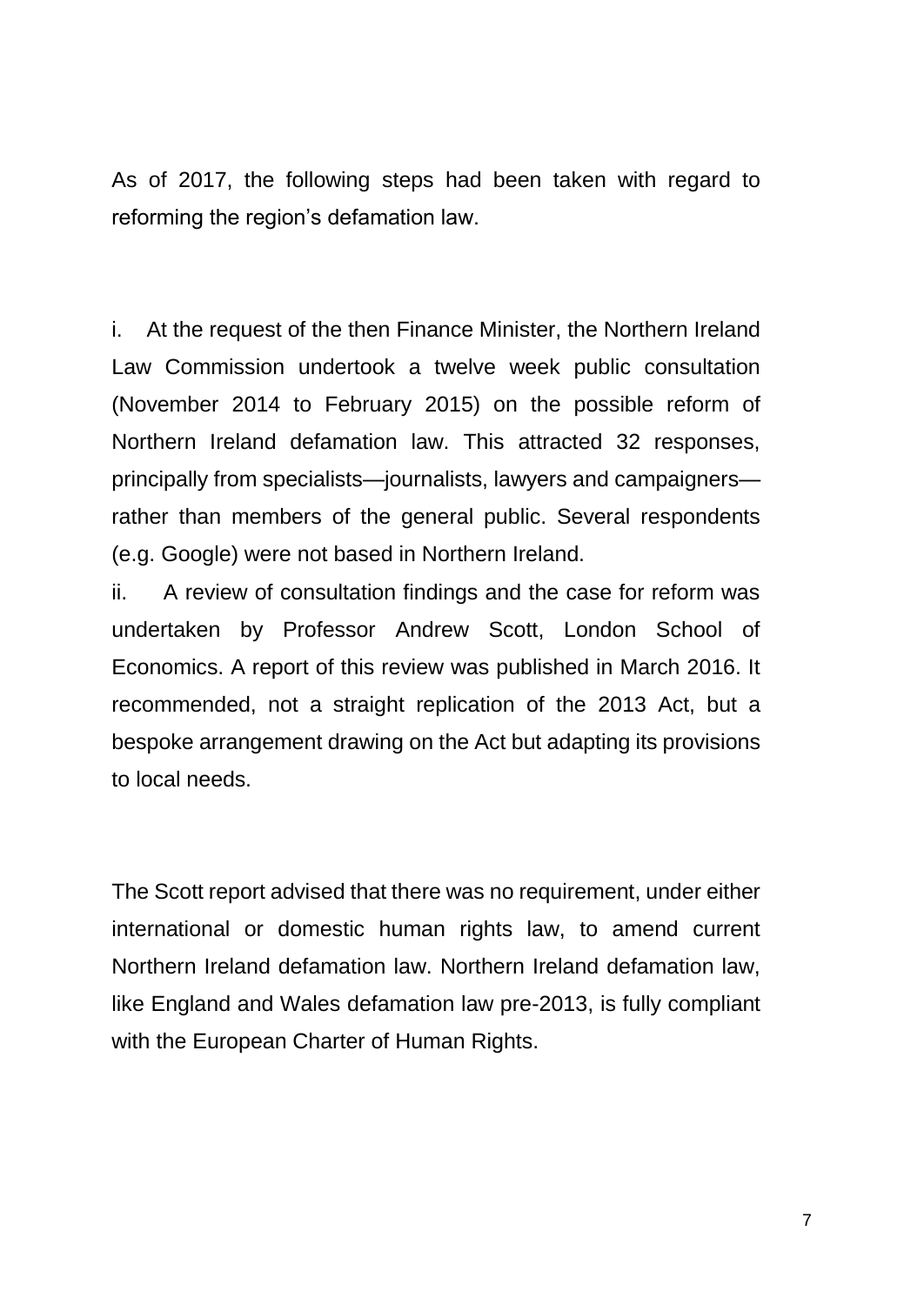As of 2017, the following steps had been taken with regard to reforming the region's defamation law.

i. At the request of the then Finance Minister, the Northern Ireland Law Commission undertook a twelve week public consultation (November 2014 to February 2015) on the possible reform of Northern Ireland defamation law. This attracted 32 responses, principally from specialists—journalists, lawyers and campaigners—rather than members of the general public. Several respondents (e.g. Google) were not based in Northern Ireland.

ii. A review of consultation findings and the case for reform was undertaken by Professor Andrew Scott, London School of Economics. A report of this review was published in March 2016. It recommended, not a straight replication of the 2013 Act, but a bespoke arrangement drawing on the Act but adapting its provisions to local needs.

The Scott report advised that there was no requirement, under either international or domestic human rights law, to amend current Northern Ireland defamation law. Northern Ireland defamation law, like England and Wales defamation law pre-2013, is fully compliant with the European Charter of Human Rights.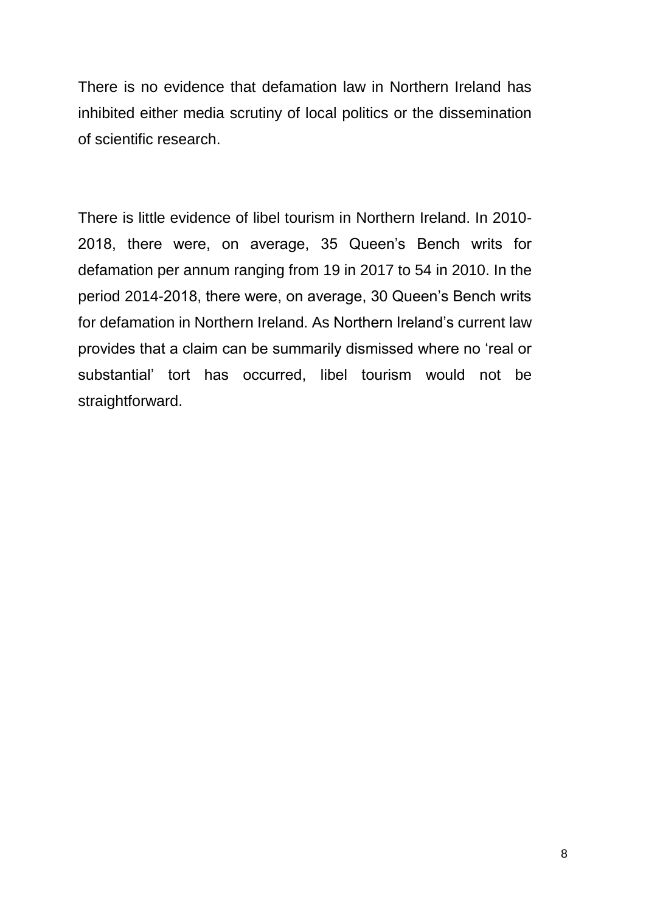There is no evidence that defamation law in Northern Ireland has inhibited either media scrutiny of local politics or the dissemination of scientific research.

There is little evidence of libel tourism in Northern Ireland. In 2010-2018, there were, on average, 35 Queen's Bench writs for defamation per annum ranging from 19 in 2017 to 54 in 2010. In the period 2014-2018, there were, on average, 30 Queen's Bench writs for defamation in Northern Ireland. As Northern Ireland's current law provides that a claim can be summarily dismissed where no 'real or substantial' tort has occurred, libel tourism would not be straightforward.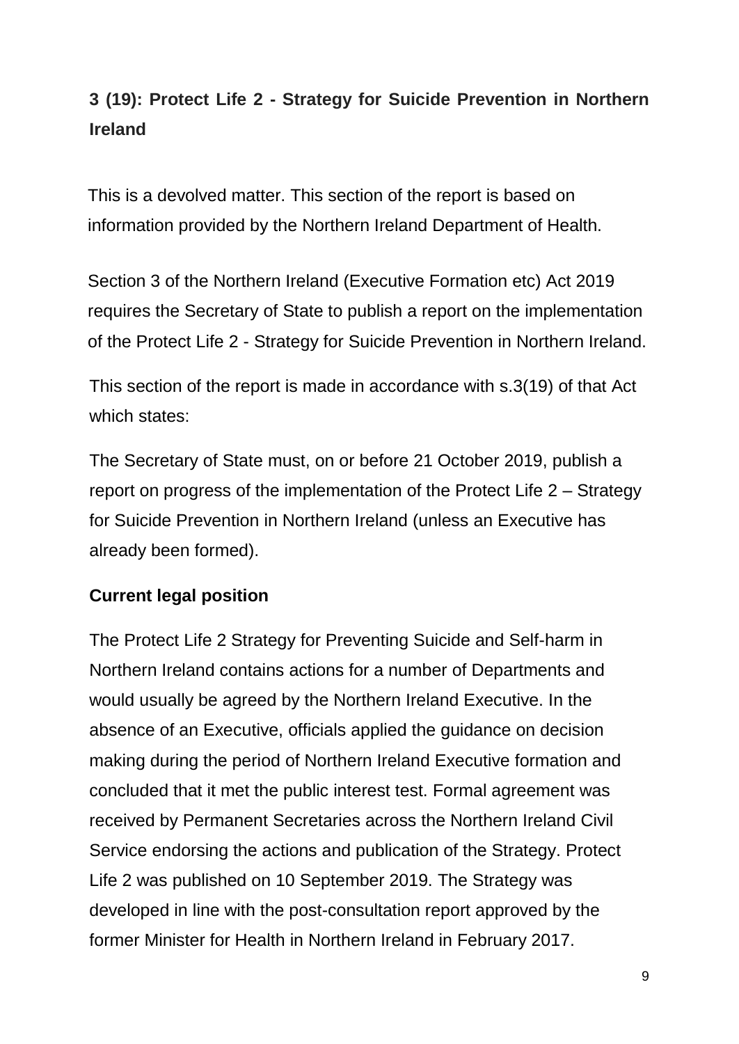## 3 (19): Protect Life 2 - Strategy for Suicide Prevention in Northern Ireland

This is a devolved matter. This section of the report is based on information provided by the Northern Ireland Department of Health.

Section 3 of the Northern Ireland (Executive Formation etc) Act 2019 requires the Secretary of State to publish a report on the implementation of the Protect Life 2 - Strategy for Suicide Prevention in Northern Ireland.

This section of the report is made in accordance with s.3(19) of that Act which states:

The Secretary of State must, on or before 21 October 2019, publish a report on progress of the implementation of the Protect Life 2 – Strategy for Suicide Prevention in Northern Ireland (unless an Executive has already been formed).

### Current legal position

The Protect Life 2 Strategy for Preventing Suicide and Self-harm in Northern Ireland contains actions for a number of Departments and would usually be agreed by the Northern Ireland Executive. In the absence of an Executive, officials applied the guidance on decision making during the period of Northern Ireland Executive formation and concluded that it met the public interest test. Formal agreement was received by Permanent Secretaries across the Northern Ireland Civil Service endorsing the actions and publication of the Strategy. Protect Life 2 was published on 10 September 2019. The Strategy was developed in line with the post-consultation report approved by the former Minister for Health in Northern Ireland in February 2017.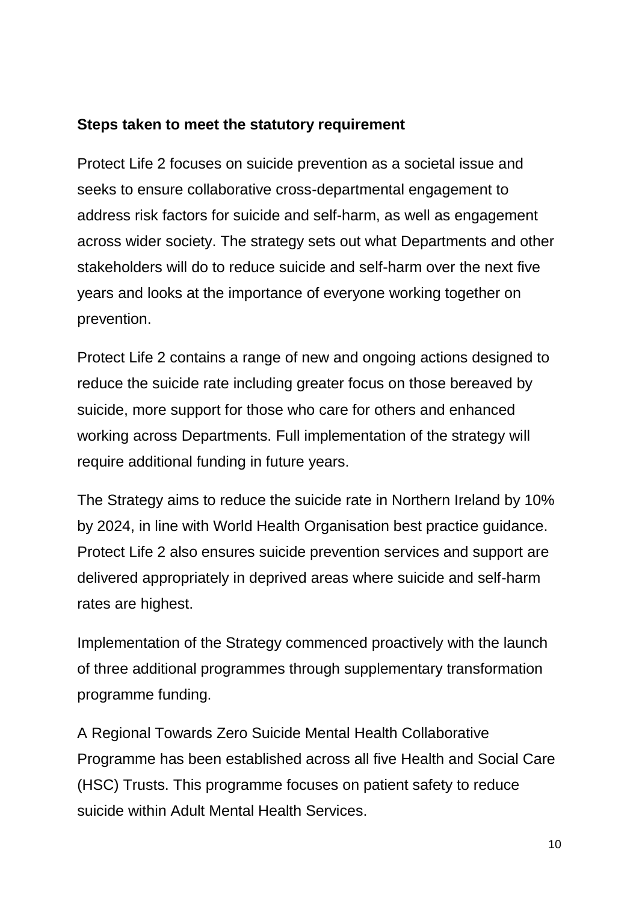**Steps taken to meet the statutory requirement**

Protect Life 2 focuses on suicide prevention as a societal issue and seeks to ensure collaborative cross-departmental engagement to address risk factors for suicide and self-harm, as well as engagement across wider society. The strategy sets out what Departments and other stakeholders will do to reduce suicide and self-harm over the next five years and looks at the importance of everyone working together on prevention.

Protect Life 2 contains a range of new and ongoing actions designed to reduce the suicide rate including greater focus on those bereaved by suicide, more support for those who care for others and enhanced working across Departments. Full implementation of the strategy will require additional funding in future years.

The Strategy aims to reduce the suicide rate in Northern Ireland by 10% by 2024, in line with World Health Organisation best practice guidance. Protect Life 2 also ensures suicide prevention services and support are delivered appropriately in deprived areas where suicide and self-harm rates are highest.

Implementation of the Strategy commenced proactively with the launch of three additional programmes through supplementary transformation programme funding.

A Regional Towards Zero Suicide Mental Health Collaborative Programme has been established across all five Health and Social Care (HSC) Trusts. This programme focuses on patient safety to reduce suicide within Adult Mental Health Services.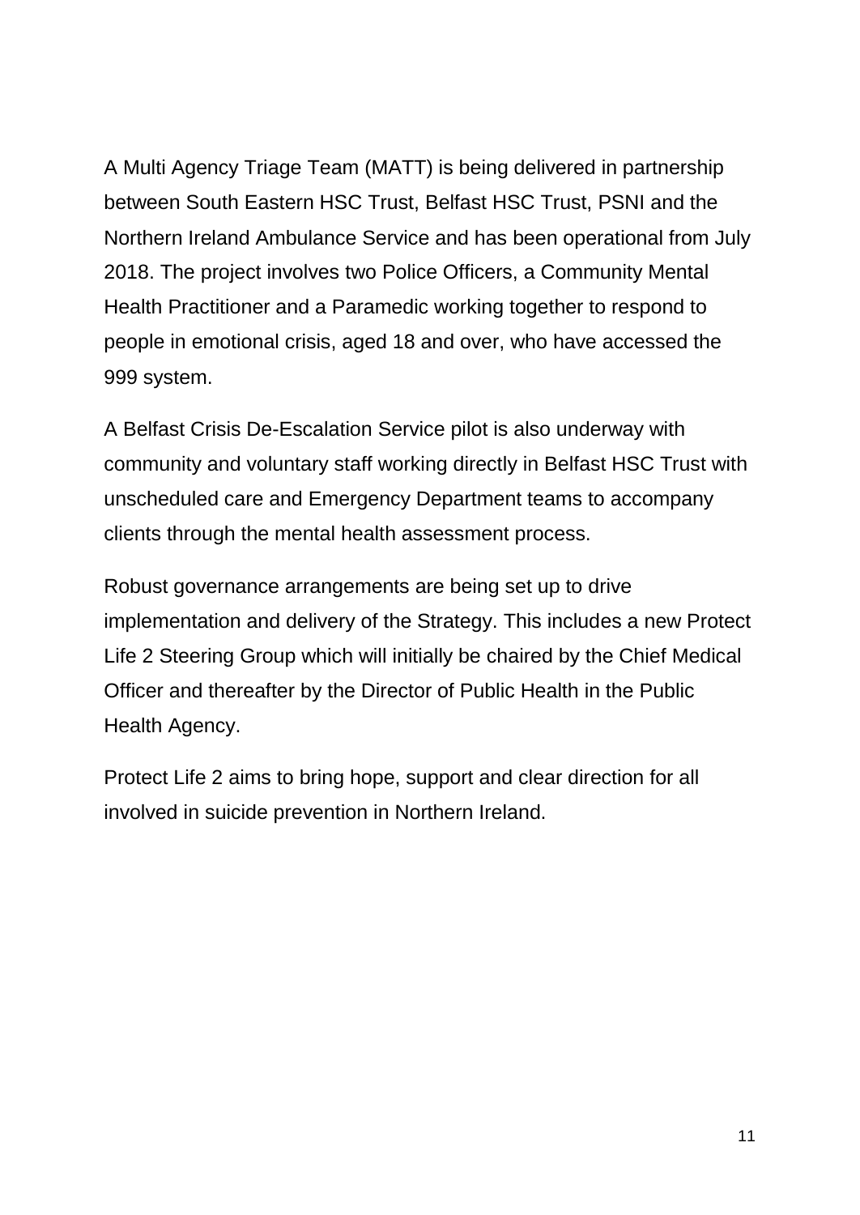A Multi Agency Triage Team (MATT) is being delivered in partnership between South Eastern HSC Trust, Belfast HSC Trust, PSNI and the Northern Ireland Ambulance Service and has been operational from July 2018. The project involves two Police Officers, a Community Mental Health Practitioner and a Paramedic working together to respond to people in emotional crisis, aged 18 and over, who have accessed the 999 system.

A Belfast Crisis De-Escalation Service pilot is also underway with community and voluntary staff working directly in Belfast HSC Trust with unscheduled care and Emergency Department teams to accompany clients through the mental health assessment process.

Robust governance arrangements are being set up to drive implementation and delivery of the Strategy. This includes a new Protect Life 2 Steering Group which will initially be chaired by the Chief Medical Officer and thereafter by the Director of Public Health in the Public Health Agency.

Protect Life 2 aims to bring hope, support and clear direction for all involved in suicide prevention in Northern Ireland.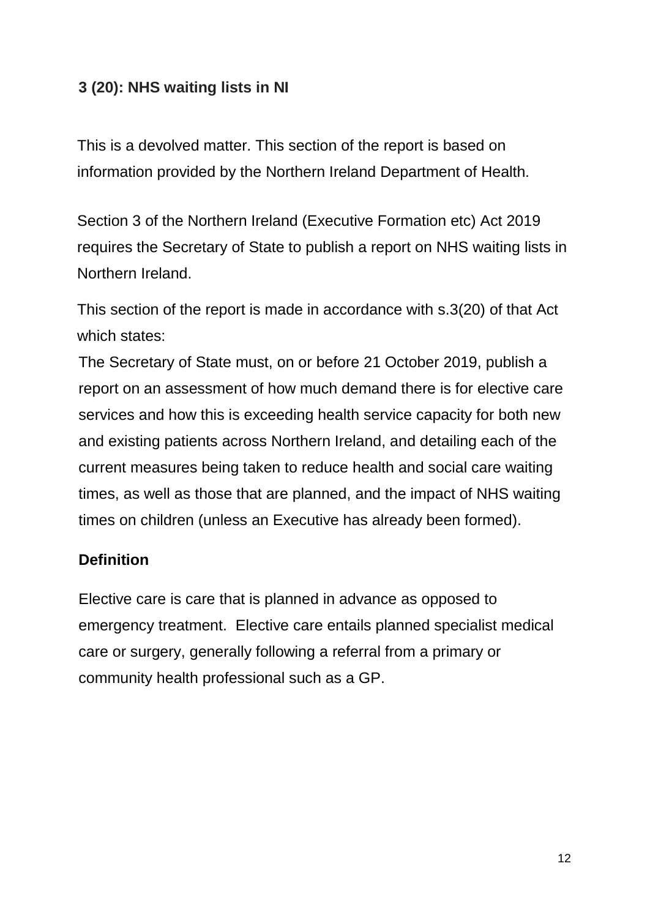### 3 (20): NHS waiting lists in NI

This is a devolved matter. This section of the report is based on information provided by the Northern Ireland Department of Health.

Section 3 of the Northern Ireland (Executive Formation etc) Act 2019 requires the Secretary of State to publish a report on NHS waiting lists in Northern Ireland.

This section of the report is made in accordance with s.3(20) of that Act which states:

The Secretary of State must, on or before 21 October 2019, publish a report on an assessment of how much demand there is for elective care services and how this is exceeding health service capacity for both new and existing patients across Northern Ireland, and detailing each of the current measures being taken to reduce health and social care waiting times, as well as those that are planned, and the impact of NHS waiting times on children (unless an Executive has already been formed).

#### Definition

Elective care is care that is planned in advance as opposed to emergency treatment. Elective care entails planned specialist medical care or surgery, generally following a referral from a primary or community health professional such as a GP.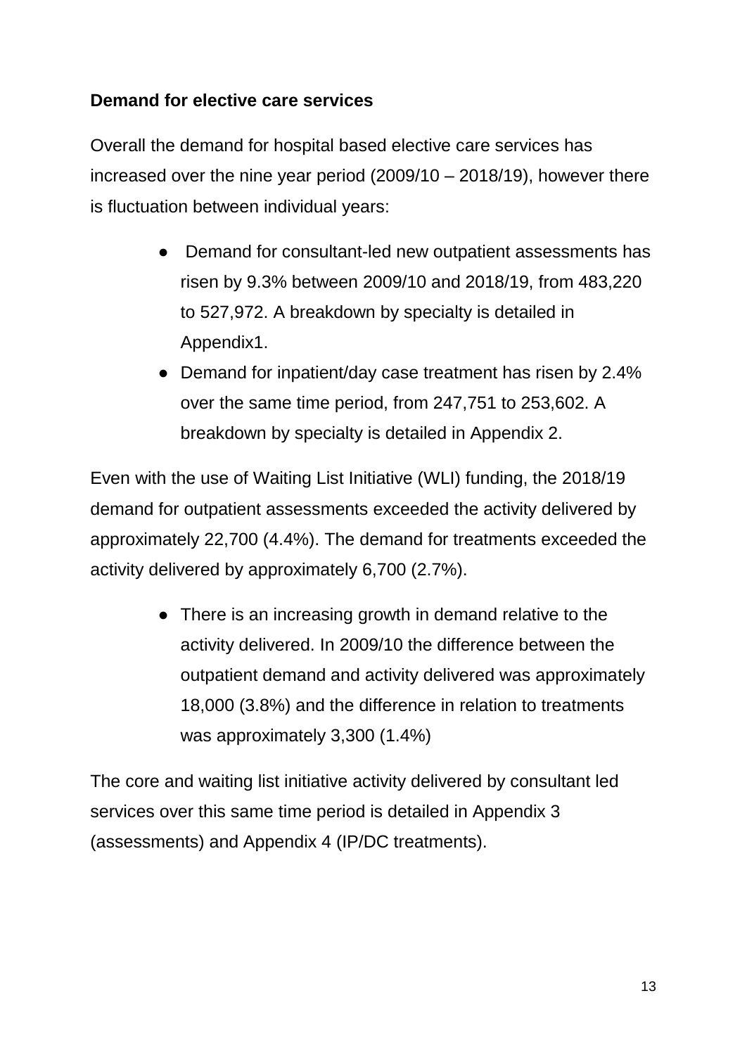**Demand for elective care services**

Overall the demand for hospital based elective care services has increased over the nine year period (2009/10 – 2018/19), however there is fluctuation between individual years:

- Demand for consultant-led new outpatient assessments has risen by 9.3% between 2009/10 and 2018/19, from 483,220 to 527,972. A breakdown by specialty is detailed in Appendix1.
- Demand for inpatient/day case treatment has risen by 2.4% over the same time period, from 247,751 to 253,602. A breakdown by specialty is detailed in Appendix 2.

Even with the use of Waiting List Initiative (WLI) funding, the 2018/19 demand for outpatient assessments exceeded the activity delivered by approximately 22,700 (4.4%). The demand for treatments exceeded the activity delivered by approximately 6,700 (2.7%).

- There is an increasing growth in demand relative to the activity delivered. In 2009/10 the difference between the outpatient demand and activity delivered was approximately 18,000 (3.8%) and the difference in relation to treatments was approximately 3,300 (1.4%)

The core and waiting list initiative activity delivered by consultant led services over this same time period is detailed in Appendix 3 (assessments) and Appendix 4 (IP/DC treatments).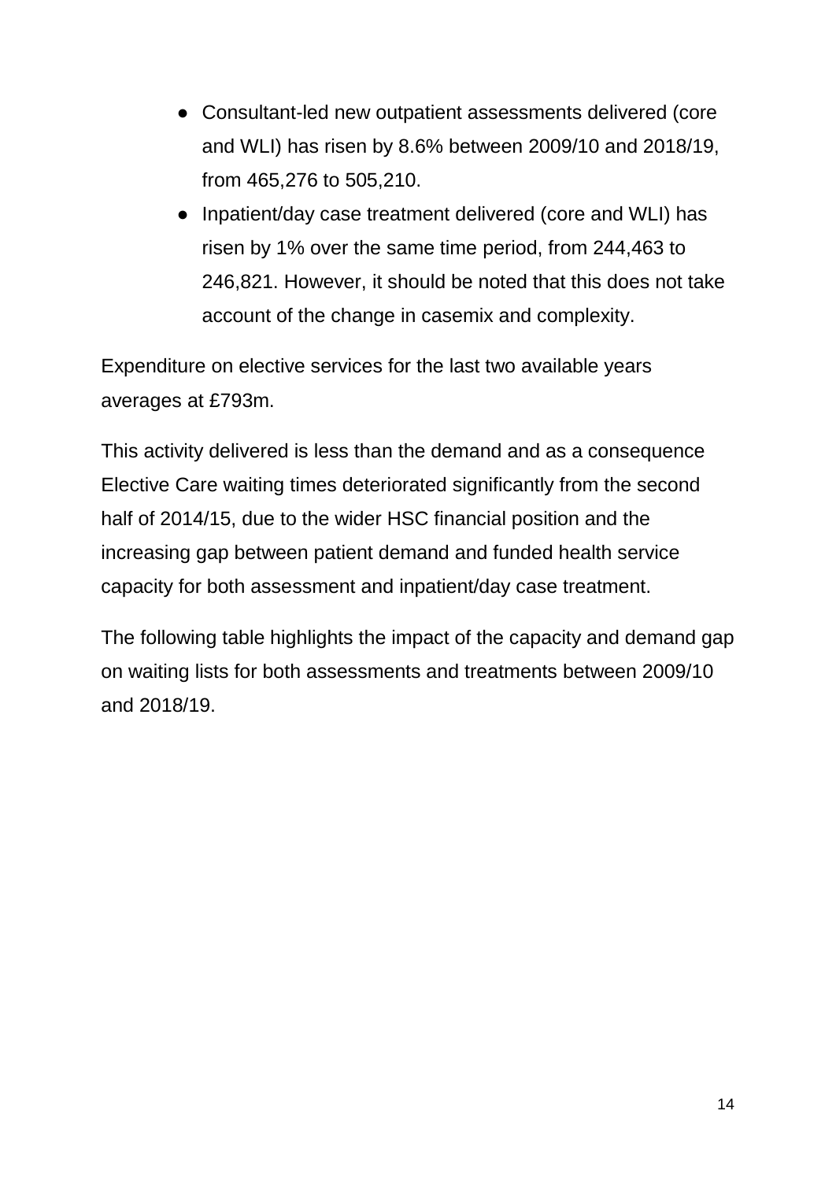- Consultant-led new outpatient assessments delivered (core and WLI) has risen by 8.6% between 2009/10 and 2018/19, from 465,276 to 505,210.
- Inpatient/day case treatment delivered (core and WLI) has risen by 1% over the same time period, from 244,463 to 246,821. However, it should be noted that this does not take account of the change in casemix and complexity.

Expenditure on elective services for the last two available years averages at £793m.

This activity delivered is less than the demand and as a consequence Elective Care waiting times deteriorated significantly from the second half of 2014/15, due to the wider HSC financial position and the increasing gap between patient demand and funded health service capacity for both assessment and inpatient/day case treatment.

The following table highlights the impact of the capacity and demand gap on waiting lists for both assessments and treatments between 2009/10 and 2018/19.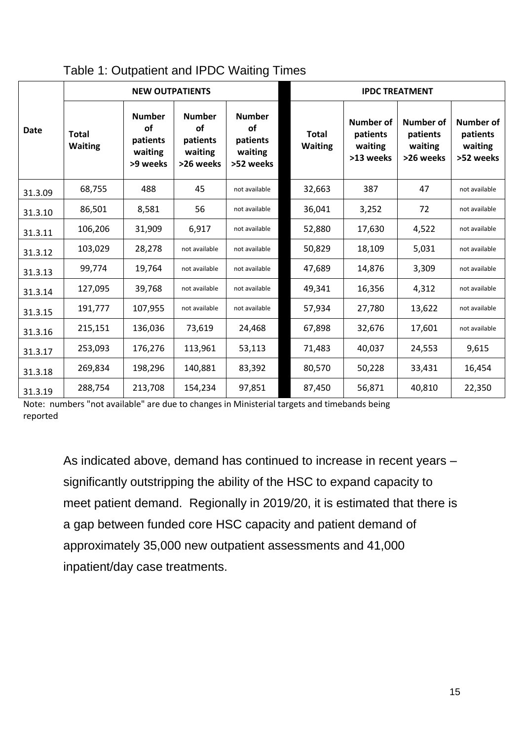Table 1: Outpatient and IPDC Waiting Times

| Date | NEW OUTPATIENTS | | | | IPDC TREATMENT | | | |
|---|---|---|---|---|---|---|---|---|
| | Total Waiting | Number of patients waiting >9 weeks | Number of patients waiting >26 weeks | Number of patients waiting >52 weeks | Total Waiting | Number of patients waiting >13 weeks | Number of patients waiting >26 weeks | Number of patients waiting >52 weeks |
| 31.3.09 | 68,755 | 488 | 45 | not available | 32,663 | 387 | 47 | not available |
| 31.3.10 | 86,501 | 8,581 | 56 | not available | 36,041 | 3,252 | 72 | not available |
| 31.3.11 | 106,206 | 31,909 | 6,917 | not available | 52,880 | 17,630 | 4,522 | not available |
| 31.3.12 | 103,029 | 28,278 | not available | not available | 50,829 | 18,109 | 5,031 | not available |
| 31.3.13 | 99,774 | 19,764 | not available | not available | 47,689 | 14,876 | 3,309 | not available |
| 31.3.14 | 127,095 | 39,768 | not available | not available | 49,341 | 16,356 | 4,312 | not available |
| 31.3.15 | 191,777 | 107,955 | not available | not available | 57,934 | 27,780 | 13,622 | not available |
| 31.3.16 | 215,151 | 136,036 | 73,619 | 24,468 | 67,898 | 32,676 | 17,601 | not available |
| 31.3.17 | 253,093 | 176,276 | 113,961 | 53,113 | 71,483 | 40,037 | 24,553 | 9,615 |
| 31.3.18 | 269,834 | 198,296 | 140,881 | 83,392 | 80,570 | 50,228 | 33,431 | 16,454 |
| 31.3.19 | 288,754 | 213,708 | 154,234 | 97,851 | 87,450 | 56,871 | 40,810 | 22,350 |

Note: numbers "not available" are due to changes in Ministerial targets and timebands being reported

As indicated above, demand has continued to increase in recent years – significantly outstripping the ability of the HSC to expand capacity to meet patient demand. Regionally in 2019/20, it is estimated that there is a gap between funded core HSC capacity and patient demand of approximately 35,000 new outpatient assessments and 41,000 inpatient/day case treatments.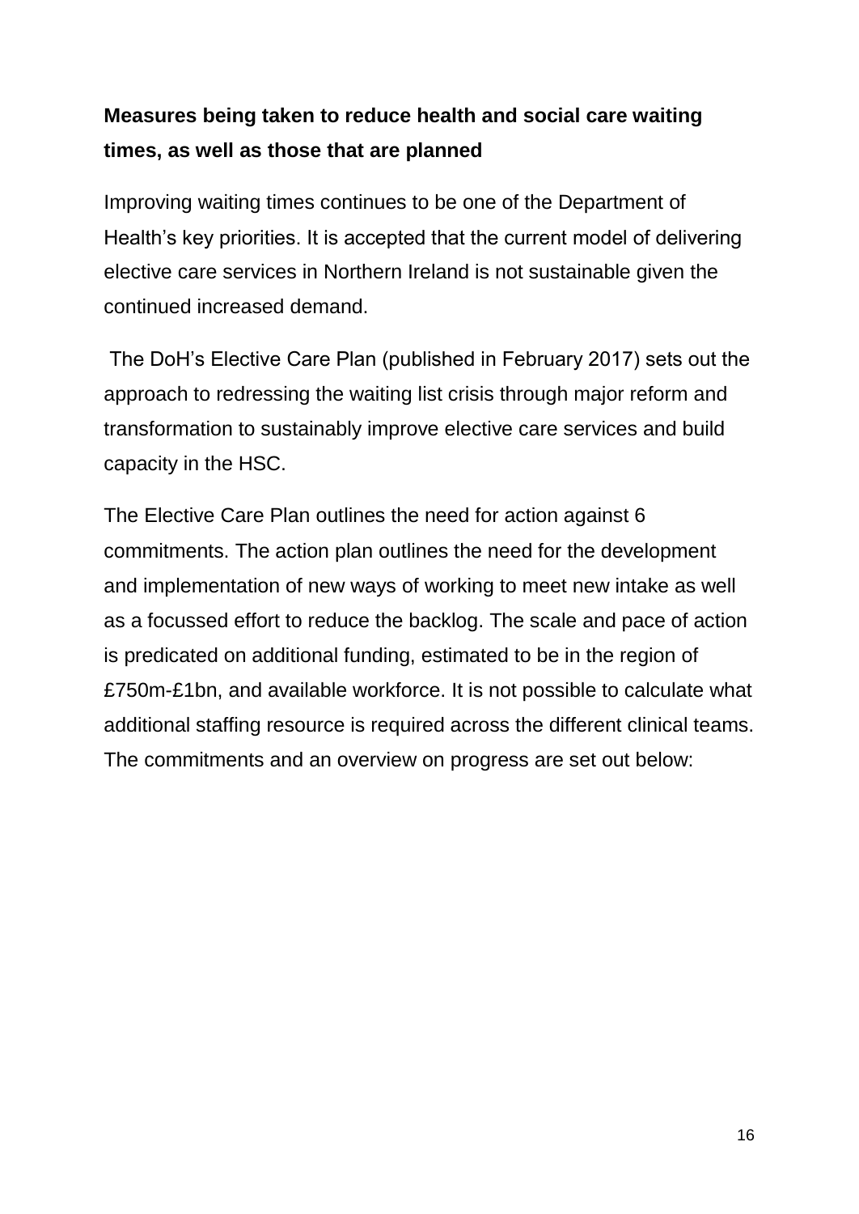**Measures being taken to reduce health and social care waiting times, as well as those that are planned**

Improving waiting times continues to be one of the Department of Health's key priorities. It is accepted that the current model of delivering elective care services in Northern Ireland is not sustainable given the continued increased demand.

The DoH's Elective Care Plan (published in February 2017) sets out the approach to redressing the waiting list crisis through major reform and transformation to sustainably improve elective care services and build capacity in the HSC.

The Elective Care Plan outlines the need for action against 6 commitments. The action plan outlines the need for the development and implementation of new ways of working to meet new intake as well as a focussed effort to reduce the backlog. The scale and pace of action is predicated on additional funding, estimated to be in the region of £750m-£1bn, and available workforce. It is not possible to calculate what additional staffing resource is required across the different clinical teams. The commitments and an overview on progress are set out below: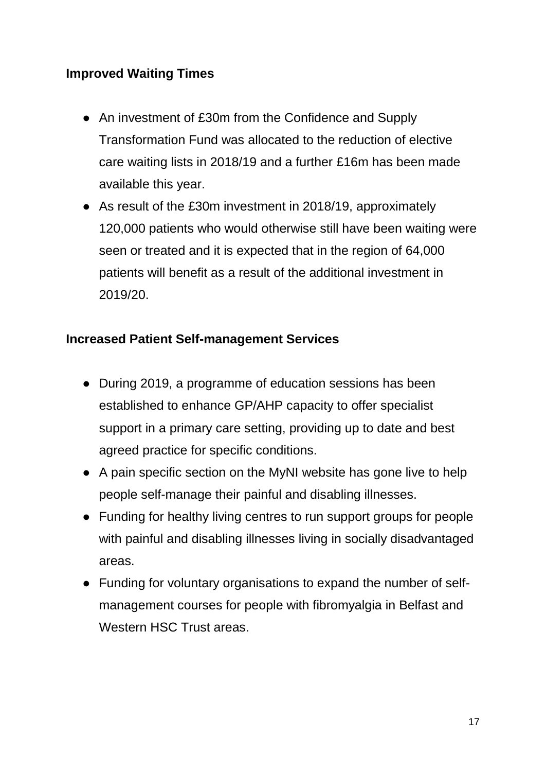**Improved Waiting Times**

- An investment of £30m from the Confidence and Supply Transformation Fund was allocated to the reduction of elective care waiting lists in 2018/19 and a further £16m has been made available this year.
- As result of the £30m investment in 2018/19, approximately 120,000 patients who would otherwise still have been waiting were seen or treated and it is expected that in the region of 64,000 patients will benefit as a result of the additional investment in 2019/20.

**Increased Patient Self-management Services**

- During 2019, a programme of education sessions has been established to enhance GP/AHP capacity to offer specialist support in a primary care setting, providing up to date and best agreed practice for specific conditions.
- A pain specific section on the MyNI website has gone live to help people self-manage their painful and disabling illnesses.
- Funding for healthy living centres to run support groups for people with painful and disabling illnesses living in socially disadvantaged areas.
- Funding for voluntary organisations to expand the number of self-management courses for people with fibromyalgia in Belfast and Western HSC Trust areas.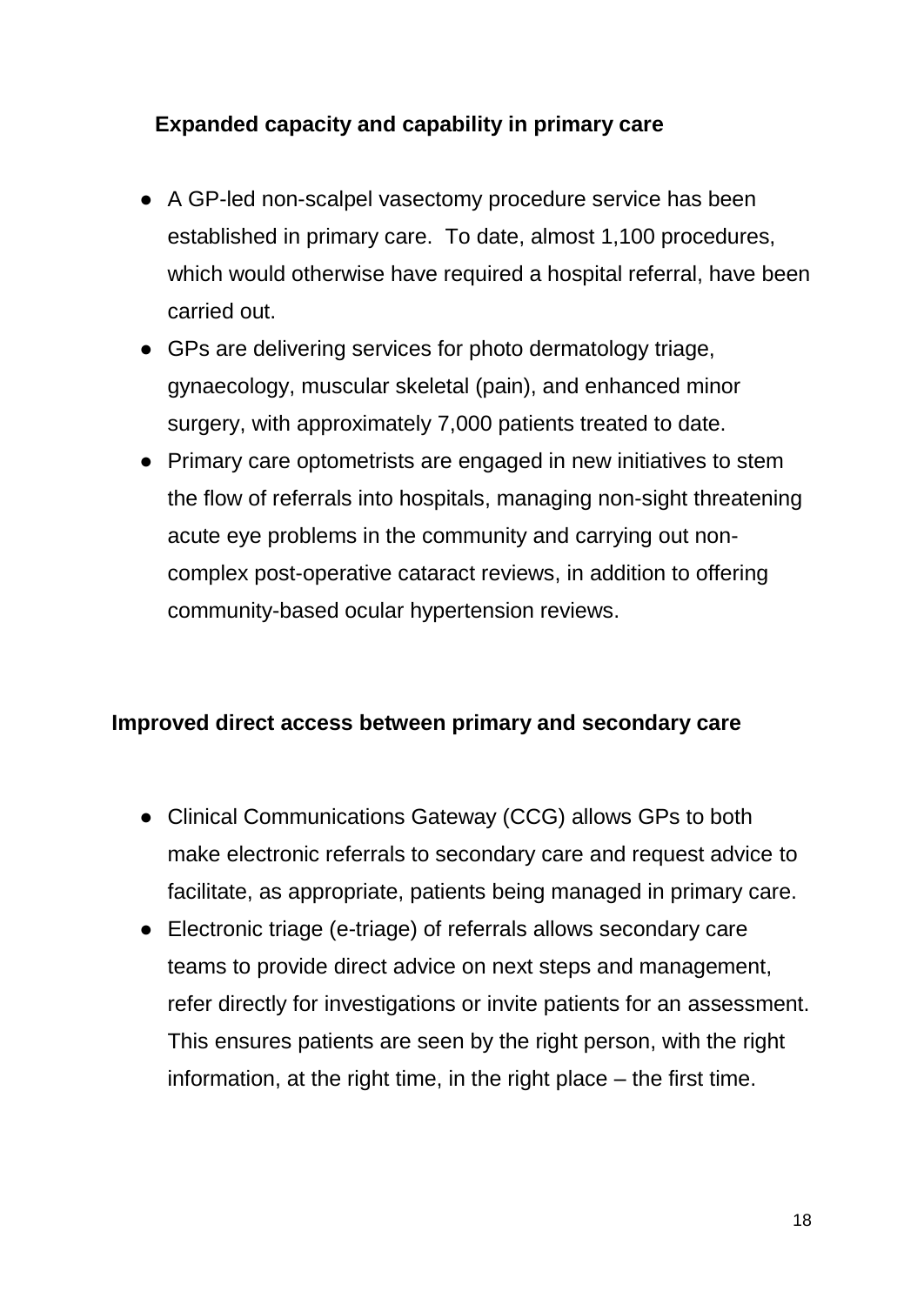**Expanded capacity and capability in primary care**

- A GP-led non-scalpel vasectomy procedure service has been established in primary care. To date, almost 1,100 procedures, which would otherwise have required a hospital referral, have been carried out.
- GPs are delivering services for photo dermatology triage, gynaecology, muscular skeletal (pain), and enhanced minor surgery, with approximately 7,000 patients treated to date.
- Primary care optometrists are engaged in new initiatives to stem the flow of referrals into hospitals, managing non-sight threatening acute eye problems in the community and carrying out non-complex post-operative cataract reviews, in addition to offering community-based ocular hypertension reviews.

**Improved direct access between primary and secondary care**

- Clinical Communications Gateway (CCG) allows GPs to both make electronic referrals to secondary care and request advice to facilitate, as appropriate, patients being managed in primary care.
- Electronic triage (e-triage) of referrals allows secondary care teams to provide direct advice on next steps and management, refer directly for investigations or invite patients for an assessment. This ensures patients are seen by the right person, with the right information, at the right time, in the right place – the first time.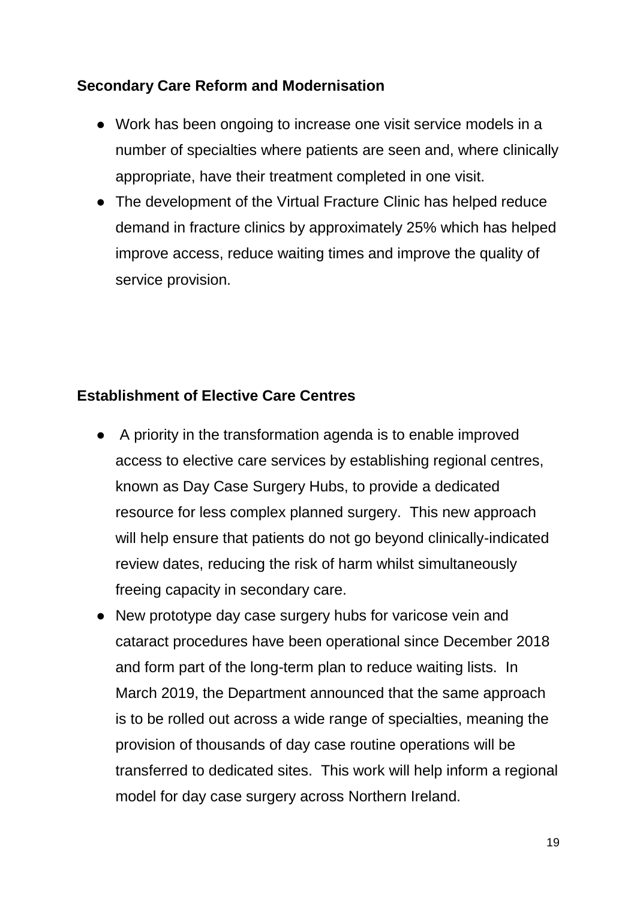**Secondary Care Reform and Modernisation**

- Work has been ongoing to increase one visit service models in a number of specialties where patients are seen and, where clinically appropriate, have their treatment completed in one visit.
- The development of the Virtual Fracture Clinic has helped reduce demand in fracture clinics by approximately 25% which has helped improve access, reduce waiting times and improve the quality of service provision.

**Establishment of Elective Care Centres**

- A priority in the transformation agenda is to enable improved access to elective care services by establishing regional centres, known as Day Case Surgery Hubs, to provide a dedicated resource for less complex planned surgery. This new approach will help ensure that patients do not go beyond clinically-indicated review dates, reducing the risk of harm whilst simultaneously freeing capacity in secondary care.
- New prototype day case surgery hubs for varicose vein and cataract procedures have been operational since December 2018 and form part of the long-term plan to reduce waiting lists. In March 2019, the Department announced that the same approach is to be rolled out across a wide range of specialties, meaning the provision of thousands of day case routine operations will be transferred to dedicated sites. This work will help inform a regional model for day case surgery across Northern Ireland.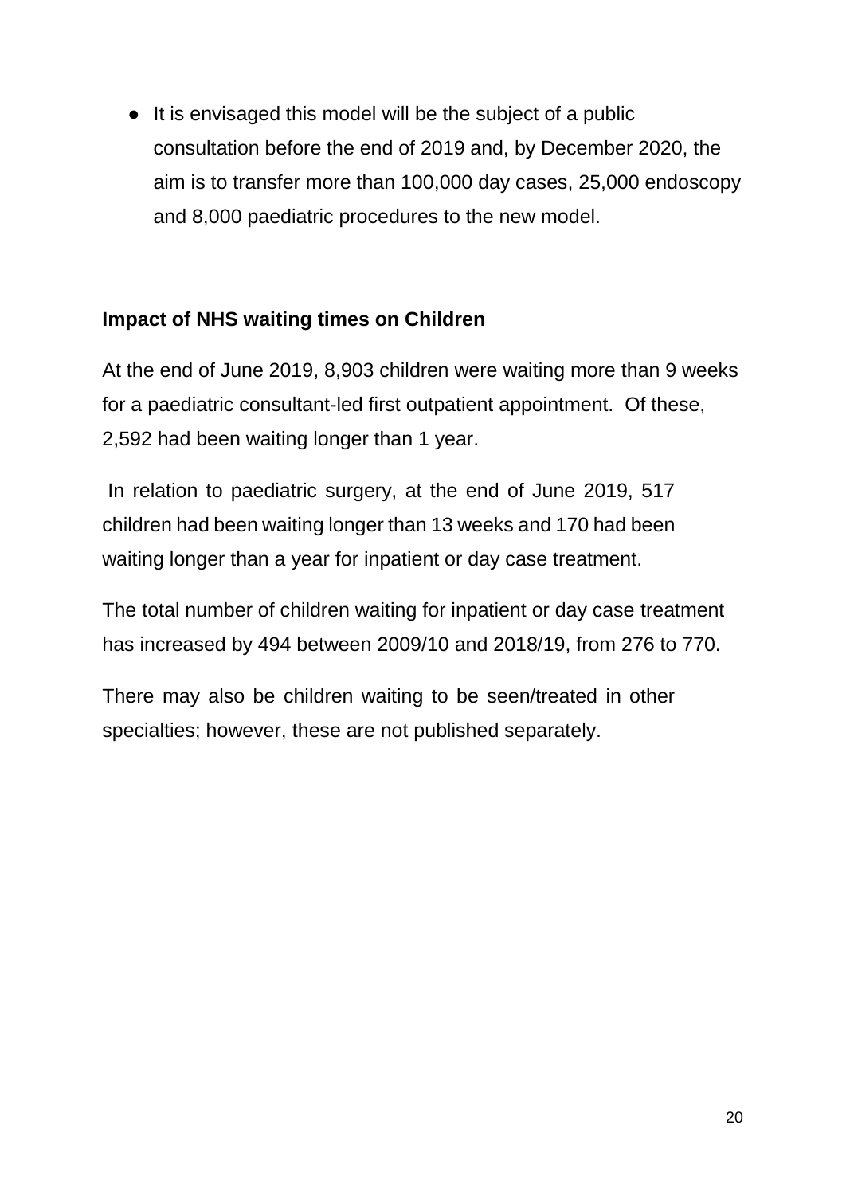- It is envisaged this model will be the subject of a public consultation before the end of 2019 and, by December 2020, the aim is to transfer more than 100,000 day cases, 25,000 endoscopy and 8,000 paediatric procedures to the new model.

**Impact of NHS waiting times on Children**

At the end of June 2019, 8,903 children were waiting more than 9 weeks for a paediatric consultant-led first outpatient appointment. Of these, 2,592 had been waiting longer than 1 year.

In relation to paediatric surgery, at the end of June 2019, 517 children had been waiting longer than 13 weeks and 170 had been waiting longer than a year for inpatient or day case treatment.

The total number of children waiting for inpatient or day case treatment has increased by 494 between 2009/10 and 2018/19, from 276 to 770.

There may also be children waiting to be seen/treated in other specialties; however, these are not published separately.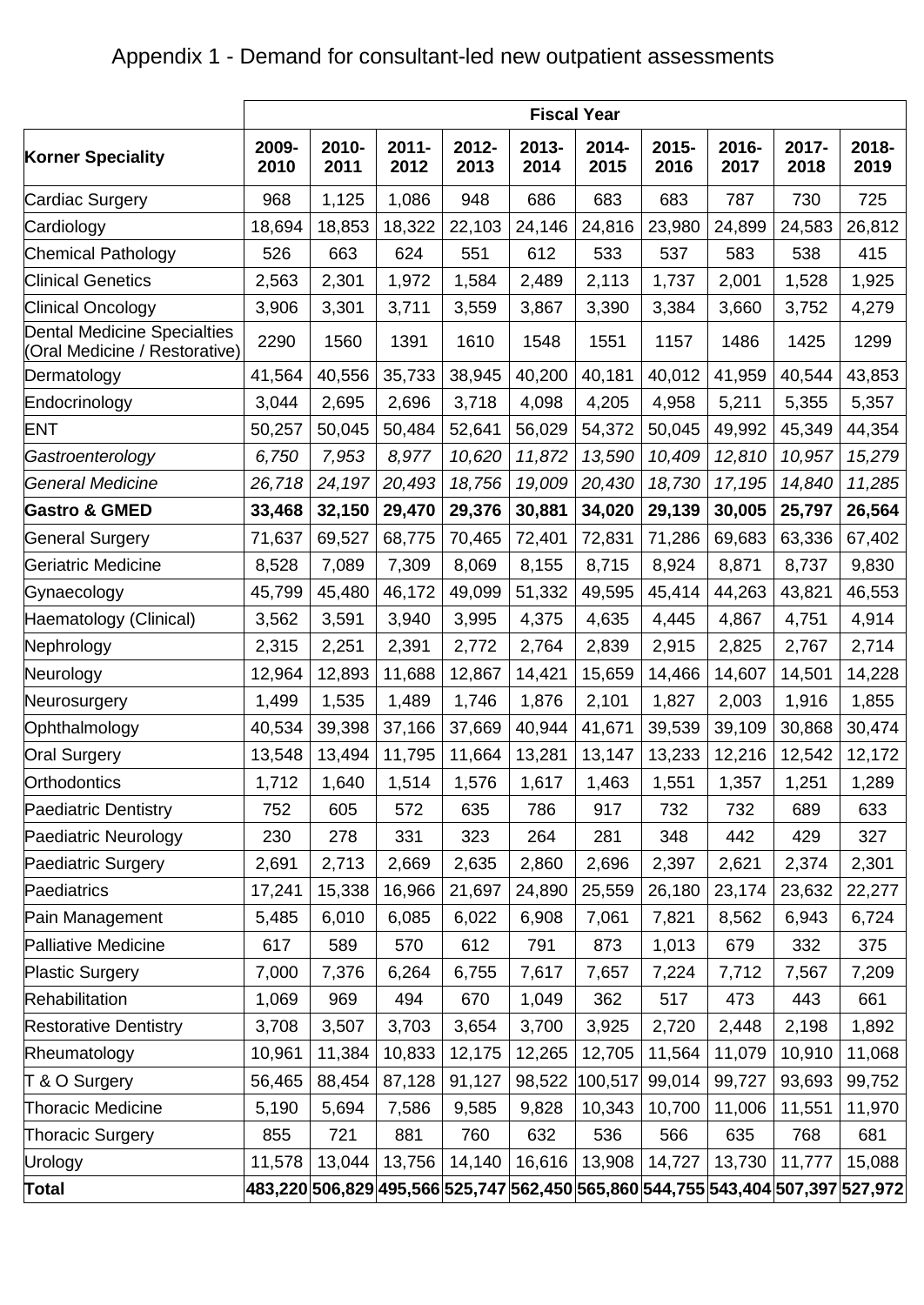# Appendix 1 - Demand for consultant-led new outpatient assessments

| | Fiscal Year | | | | | | | | | |
|---|---|---|---|---|---|---|---|---|---|---|
| **Korner Speciality** | **2009-2010** | **2010-2011** | **2011-2012** | **2012-2013** | **2013-2014** | **2014-2015** | **2015-2016** | **2016-2017** | **2017-2018** | **2018-2019** |
| Cardiac Surgery | 968 | 1,125 | 1,086 | 948 | 686 | 683 | 683 | 787 | 730 | 725 |
| Cardiology | 18,694 | 18,853 | 18,322 | 22,103 | 24,146 | 24,816 | 23,980 | 24,899 | 24,583 | 26,812 |
| Chemical Pathology | 526 | 663 | 624 | 551 | 612 | 533 | 537 | 583 | 538 | 415 |
| Clinical Genetics | 2,563 | 2,301 | 1,972 | 1,584 | 2,489 | 2,113 | 1,737 | 2,001 | 1,528 | 1,925 |
| Clinical Oncology | 3,906 | 3,301 | 3,711 | 3,559 | 3,867 | 3,390 | 3,384 | 3,660 | 3,752 | 4,279 |
| Dental Medicine Specialties (Oral Medicine / Restorative) | 2290 | 1560 | 1391 | 1610 | 1548 | 1551 | 1157 | 1486 | 1425 | 1299 |
| Dermatology | 41,564 | 40,556 | 35,733 | 38,945 | 40,200 | 40,181 | 40,012 | 41,959 | 40,544 | 43,853 |
| Endocrinology | 3,044 | 2,695 | 2,696 | 3,718 | 4,098 | 4,205 | 4,958 | 5,211 | 5,355 | 5,357 |
| ENT | 50,257 | 50,045 | 50,484 | 52,641 | 56,029 | 54,372 | 50,045 | 49,992 | 45,349 | 44,354 |
| *Gastroenterology* | *6,750* | *7,953* | *8,977* | *10,620* | *11,872* | *13,590* | *10,409* | *12,810* | *10,957* | *15,279* |
| *General Medicine* | *26,718* | *24,197* | *20,493* | *18,756* | *19,009* | *20,430* | *18,730* | *17,195* | *14,840* | *11,285* |
| **Gastro & GMED** | **33,468** | **32,150** | **29,470** | **29,376** | **30,881** | **34,020** | **29,139** | **30,005** | **25,797** | **26,564** |
| General Surgery | 71,637 | 69,527 | 68,775 | 70,465 | 72,401 | 72,831 | 71,286 | 69,683 | 63,336 | 67,402 |
| Geriatric Medicine | 8,528 | 7,089 | 7,309 | 8,069 | 8,155 | 8,715 | 8,924 | 8,871 | 8,737 | 9,830 |
| Gynaecology | 45,799 | 45,480 | 46,172 | 49,099 | 51,332 | 49,595 | 45,414 | 44,263 | 43,821 | 46,553 |
| Haematology (Clinical) | 3,562 | 3,591 | 3,940 | 3,995 | 4,375 | 4,635 | 4,445 | 4,867 | 4,751 | 4,914 |
| Nephrology | 2,315 | 2,251 | 2,391 | 2,772 | 2,764 | 2,839 | 2,915 | 2,825 | 2,767 | 2,714 |
| Neurology | 12,964 | 12,893 | 11,688 | 12,867 | 14,421 | 15,659 | 14,466 | 14,607 | 14,501 | 14,228 |
| Neurosurgery | 1,499 | 1,535 | 1,489 | 1,746 | 1,876 | 2,101 | 1,827 | 2,003 | 1,916 | 1,855 |
| Ophthalmology | 40,534 | 39,398 | 37,166 | 37,669 | 40,944 | 41,671 | 39,539 | 39,109 | 30,868 | 30,474 |
| Oral Surgery | 13,548 | 13,494 | 11,795 | 11,664 | 13,281 | 13,147 | 13,233 | 12,216 | 12,542 | 12,172 |
| Orthodontics | 1,712 | 1,640 | 1,514 | 1,576 | 1,617 | 1,463 | 1,551 | 1,357 | 1,251 | 1,289 |
| Paediatric Dentistry | 752 | 605 | 572 | 635 | 786 | 917 | 732 | 732 | 689 | 633 |
| Paediatric Neurology | 230 | 278 | 331 | 323 | 264 | 281 | 348 | 442 | 429 | 327 |
| Paediatric Surgery | 2,691 | 2,713 | 2,669 | 2,635 | 2,860 | 2,696 | 2,397 | 2,621 | 2,374 | 2,301 |
| Paediatrics | 17,241 | 15,338 | 16,966 | 21,697 | 24,890 | 25,559 | 26,180 | 23,174 | 23,632 | 22,277 |
| Pain Management | 5,485 | 6,010 | 6,085 | 6,022 | 6,908 | 7,061 | 7,821 | 8,562 | 6,943 | 6,724 |
| Palliative Medicine | 617 | 589 | 570 | 612 | 791 | 873 | 1,013 | 679 | 332 | 375 |
| Plastic Surgery | 7,000 | 7,376 | 6,264 | 6,755 | 7,617 | 7,657 | 7,224 | 7,712 | 7,567 | 7,209 |
| Rehabilitation | 1,069 | 969 | 494 | 670 | 1,049 | 362 | 517 | 473 | 443 | 661 |
| Restorative Dentistry | 3,708 | 3,507 | 3,703 | 3,654 | 3,700 | 3,925 | 2,720 | 2,448 | 2,198 | 1,892 |
| Rheumatology | 10,961 | 11,384 | 10,833 | 12,175 | 12,265 | 12,705 | 11,564 | 11,079 | 10,910 | 11,068 |
| T & O Surgery | 56,465 | 88,454 | 87,128 | 91,127 | 98,522 | 100,517 | 99,014 | 99,727 | 93,693 | 99,752 |
| Thoracic Medicine | 5,190 | 5,694 | 7,586 | 9,585 | 9,828 | 10,343 | 10,700 | 11,006 | 11,551 | 11,970 |
| Thoracic Surgery | 855 | 721 | 881 | 760 | 632 | 536 | 566 | 635 | 768 | 681 |
| Urology | 11,578 | 13,044 | 13,756 | 14,140 | 16,616 | 13,908 | 14,727 | 13,730 | 11,777 | 15,088 |
| **Total** | **483,220** | **506,829** | **495,566** | **525,747** | **562,450** | **565,860** | **544,755** | **543,404** | **507,397** | **527,972** |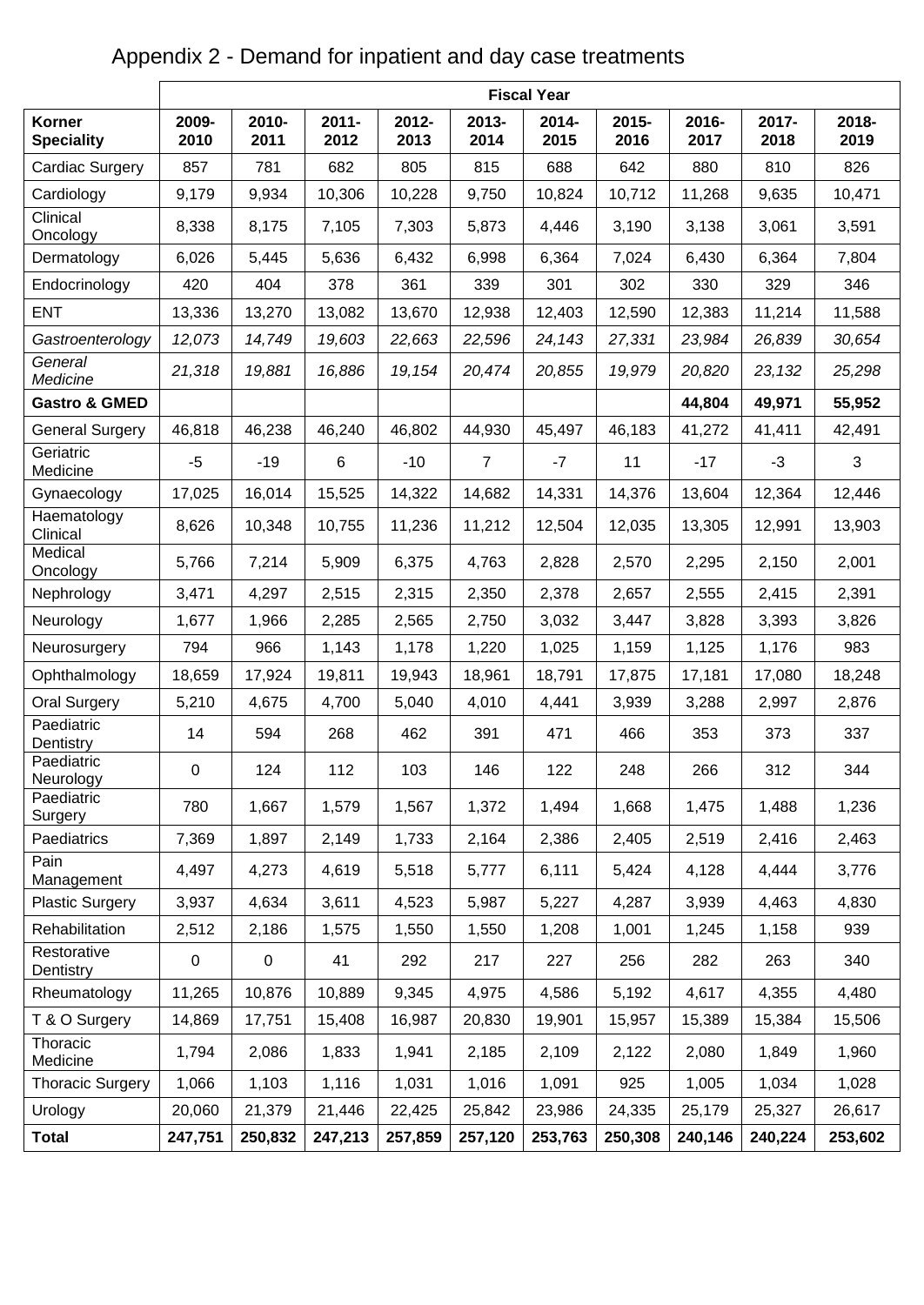# Appendix 2 - Demand for inpatient and day case treatments

| | Fiscal Year | | | | | | | | | |
|---|---|---|---|---|---|---|---|---|---|---|
| **Korner Speciality** | **2009-2010** | **2010-2011** | **2011-2012** | **2012-2013** | **2013-2014** | **2014-2015** | **2015-2016** | **2016-2017** | **2017-2018** | **2018-2019** |
| Cardiac Surgery | 857 | 781 | 682 | 805 | 815 | 688 | 642 | 880 | 810 | 826 |
| Cardiology | 9,179 | 9,934 | 10,306 | 10,228 | 9,750 | 10,824 | 10,712 | 11,268 | 9,635 | 10,471 |
| Clinical Oncology | 8,338 | 8,175 | 7,105 | 7,303 | 5,873 | 4,446 | 3,190 | 3,138 | 3,061 | 3,591 |
| Dermatology | 6,026 | 5,445 | 5,636 | 6,432 | 6,998 | 6,364 | 7,024 | 6,430 | 6,364 | 7,804 |
| Endocrinology | 420 | 404 | 378 | 361 | 339 | 301 | 302 | 330 | 329 | 346 |
| ENT | 13,336 | 13,270 | 13,082 | 13,670 | 12,938 | 12,403 | 12,590 | 12,383 | 11,214 | 11,588 |
| *Gastroenterology* | *12,073* | *14,749* | *19,603* | *22,663* | *22,596* | *24,143* | *27,331* | *23,984* | *26,839* | *30,654* |
| *General Medicine* | *21,318* | *19,881* | *16,886* | *19,154* | *20,474* | *20,855* | *19,979* | *20,820* | *23,132* | *25,298* |
| **Gastro & GMED** | | | | | | | | **44,804** | **49,971** | **55,952** |
| General Surgery | 46,818 | 46,238 | 46,240 | 46,802 | 44,930 | 45,497 | 46,183 | 41,272 | 41,411 | 42,491 |
| Geriatric Medicine | -5 | -19 | 6 | -10 | 7 | -7 | 11 | -17 | -3 | 3 |
| Gynaecology | 17,025 | 16,014 | 15,525 | 14,322 | 14,682 | 14,331 | 14,376 | 13,604 | 12,364 | 12,446 |
| Haematology Clinical | 8,626 | 10,348 | 10,755 | 11,236 | 11,212 | 12,504 | 12,035 | 13,305 | 12,991 | 13,903 |
| Medical Oncology | 5,766 | 7,214 | 5,909 | 6,375 | 4,763 | 2,828 | 2,570 | 2,295 | 2,150 | 2,001 |
| Nephrology | 3,471 | 4,297 | 2,515 | 2,315 | 2,350 | 2,378 | 2,657 | 2,555 | 2,415 | 2,391 |
| Neurology | 1,677 | 1,966 | 2,285 | 2,565 | 2,750 | 3,032 | 3,447 | 3,828 | 3,393 | 3,826 |
| Neurosurgery | 794 | 966 | 1,143 | 1,178 | 1,220 | 1,025 | 1,159 | 1,125 | 1,176 | 983 |
| Ophthalmology | 18,659 | 17,924 | 19,811 | 19,943 | 18,961 | 18,791 | 17,875 | 17,181 | 17,080 | 18,248 |
| Oral Surgery | 5,210 | 4,675 | 4,700 | 5,040 | 4,010 | 4,441 | 3,939 | 3,288 | 2,997 | 2,876 |
| Paediatric Dentistry | 14 | 594 | 268 | 462 | 391 | 471 | 466 | 353 | 373 | 337 |
| Paediatric Neurology | 0 | 124 | 112 | 103 | 146 | 122 | 248 | 266 | 312 | 344 |
| Paediatric Surgery | 780 | 1,667 | 1,579 | 1,567 | 1,372 | 1,494 | 1,668 | 1,475 | 1,488 | 1,236 |
| Paediatrics | 7,369 | 1,897 | 2,149 | 1,733 | 2,164 | 2,386 | 2,405 | 2,519 | 2,416 | 2,463 |
| Pain Management | 4,497 | 4,273 | 4,619 | 5,518 | 5,777 | 6,111 | 5,424 | 4,128 | 4,444 | 3,776 |
| Plastic Surgery | 3,937 | 4,634 | 3,611 | 4,523 | 5,987 | 5,227 | 4,287 | 3,939 | 4,463 | 4,830 |
| Rehabilitation | 2,512 | 2,186 | 1,575 | 1,550 | 1,550 | 1,208 | 1,001 | 1,245 | 1,158 | 939 |
| Restorative Dentistry | 0 | 0 | 41 | 292 | 217 | 227 | 256 | 282 | 263 | 340 |
| Rheumatology | 11,265 | 10,876 | 10,889 | 9,345 | 4,975 | 4,586 | 5,192 | 4,617 | 4,355 | 4,480 |
| T & O Surgery | 14,869 | 17,751 | 15,408 | 16,987 | 20,830 | 19,901 | 15,957 | 15,389 | 15,384 | 15,506 |
| Thoracic Medicine | 1,794 | 2,086 | 1,833 | 1,941 | 2,185 | 2,109 | 2,122 | 2,080 | 1,849 | 1,960 |
| Thoracic Surgery | 1,066 | 1,103 | 1,116 | 1,031 | 1,016 | 1,091 | 925 | 1,005 | 1,034 | 1,028 |
| Urology | 20,060 | 21,379 | 21,446 | 22,425 | 25,842 | 23,986 | 24,335 | 25,179 | 25,327 | 26,617 |
| **Total** | **247,751** | **250,832** | **247,213** | **257,859** | **257,120** | **253,763** | **250,308** | **240,146** | **240,224** | **253,602** |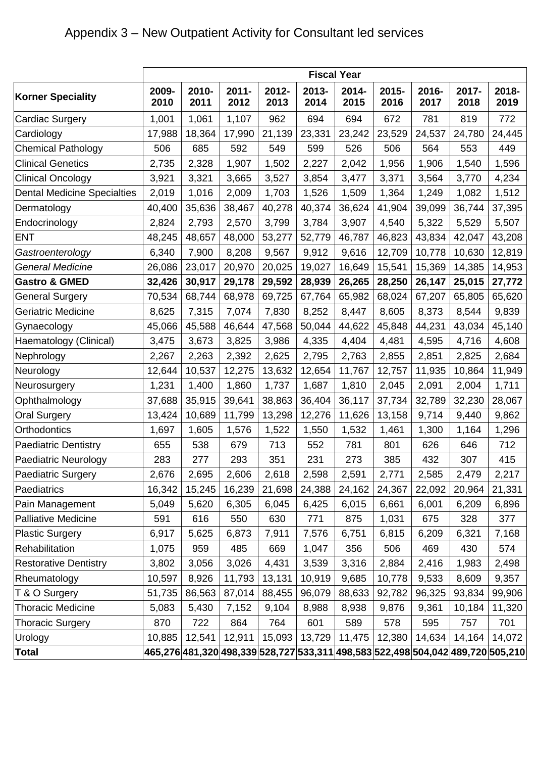# Appendix 3 – New Outpatient Activity for Consultant led services

| | Fiscal Year | | | | | | | | | |
|---|---|---|---|---|---|---|---|---|---|---|
| **Korner Speciality** | **2009-2010** | **2010-2011** | **2011-2012** | **2012-2013** | **2013-2014** | **2014-2015** | **2015-2016** | **2016-2017** | **2017-2018** | **2018-2019** |
| Cardiac Surgery | 1,001 | 1,061 | 1,107 | 962 | 694 | 694 | 672 | 781 | 819 | 772 |
| Cardiology | 17,988 | 18,364 | 17,990 | 21,139 | 23,331 | 23,242 | 23,529 | 24,537 | 24,780 | 24,445 |
| Chemical Pathology | 506 | 685 | 592 | 549 | 599 | 526 | 506 | 564 | 553 | 449 |
| Clinical Genetics | 2,735 | 2,328 | 1,907 | 1,502 | 2,227 | 2,042 | 1,956 | 1,906 | 1,540 | 1,596 |
| Clinical Oncology | 3,921 | 3,321 | 3,665 | 3,527 | 3,854 | 3,477 | 3,371 | 3,564 | 3,770 | 4,234 |
| Dental Medicine Specialties | 2,019 | 1,016 | 2,009 | 1,703 | 1,526 | 1,509 | 1,364 | 1,249 | 1,082 | 1,512 |
| Dermatology | 40,400 | 35,636 | 38,467 | 40,278 | 40,374 | 36,624 | 41,904 | 39,099 | 36,744 | 37,395 |
| Endocrinology | 2,824 | 2,793 | 2,570 | 3,799 | 3,784 | 3,907 | 4,540 | 5,322 | 5,529 | 5,507 |
| ENT | 48,245 | 48,657 | 48,000 | 53,277 | 52,779 | 46,787 | 46,823 | 43,834 | 42,047 | 43,208 |
| *Gastroenterology* | 6,340 | 7,900 | 8,208 | 9,567 | 9,912 | 9,616 | 12,709 | 10,778 | 10,630 | 12,819 |
| *General Medicine* | 26,086 | 23,017 | 20,970 | 20,025 | 19,027 | 16,649 | 15,541 | 15,369 | 14,385 | 14,953 |
| **Gastro & GMED** | **32,426** | **30,917** | **29,178** | **29,592** | **28,939** | **26,265** | **28,250** | **26,147** | **25,015** | **27,772** |
| General Surgery | 70,534 | 68,744 | 68,978 | 69,725 | 67,764 | 65,982 | 68,024 | 67,207 | 65,805 | 65,620 |
| Geriatric Medicine | 8,625 | 7,315 | 7,074 | 7,830 | 8,252 | 8,447 | 8,605 | 8,373 | 8,544 | 9,839 |
| Gynaecology | 45,066 | 45,588 | 46,644 | 47,568 | 50,044 | 44,622 | 45,848 | 44,231 | 43,034 | 45,140 |
| Haematology (Clinical) | 3,475 | 3,673 | 3,825 | 3,986 | 4,335 | 4,404 | 4,481 | 4,595 | 4,716 | 4,608 |
| Nephrology | 2,267 | 2,263 | 2,392 | 2,625 | 2,795 | 2,763 | 2,855 | 2,851 | 2,825 | 2,684 |
| Neurology | 12,644 | 10,537 | 12,275 | 13,632 | 12,654 | 11,767 | 12,757 | 11,935 | 10,864 | 11,949 |
| Neurosurgery | 1,231 | 1,400 | 1,860 | 1,737 | 1,687 | 1,810 | 2,045 | 2,091 | 2,004 | 1,711 |
| Ophthalmology | 37,688 | 35,915 | 39,641 | 38,863 | 36,404 | 36,117 | 37,734 | 32,789 | 32,230 | 28,067 |
| Oral Surgery | 13,424 | 10,689 | 11,799 | 13,298 | 12,276 | 11,626 | 13,158 | 9,714 | 9,440 | 9,862 |
| Orthodontics | 1,697 | 1,605 | 1,576 | 1,522 | 1,550 | 1,532 | 1,461 | 1,300 | 1,164 | 1,296 |
| Paediatric Dentistry | 655 | 538 | 679 | 713 | 552 | 781 | 801 | 626 | 646 | 712 |
| Paediatric Neurology | 283 | 277 | 293 | 351 | 231 | 273 | 385 | 432 | 307 | 415 |
| Paediatric Surgery | 2,676 | 2,695 | 2,606 | 2,618 | 2,598 | 2,591 | 2,771 | 2,585 | 2,479 | 2,217 |
| Paediatrics | 16,342 | 15,245 | 16,239 | 21,698 | 24,388 | 24,162 | 24,367 | 22,092 | 20,964 | 21,331 |
| Pain Management | 5,049 | 5,620 | 6,305 | 6,045 | 6,425 | 6,015 | 6,661 | 6,001 | 6,209 | 6,896 |
| Palliative Medicine | 591 | 616 | 550 | 630 | 771 | 875 | 1,031 | 675 | 328 | 377 |
| Plastic Surgery | 6,917 | 5,625 | 6,873 | 7,911 | 7,576 | 6,751 | 6,815 | 6,209 | 6,321 | 7,168 |
| Rehabilitation | 1,075 | 959 | 485 | 669 | 1,047 | 356 | 506 | 469 | 430 | 574 |
| Restorative Dentistry | 3,802 | 3,056 | 3,026 | 4,431 | 3,539 | 3,316 | 2,884 | 2,416 | 1,983 | 2,498 |
| Rheumatology | 10,597 | 8,926 | 11,793 | 13,131 | 10,919 | 9,685 | 10,778 | 9,533 | 8,609 | 9,357 |
| T & O Surgery | 51,735 | 86,563 | 87,014 | 88,455 | 96,079 | 88,633 | 92,782 | 96,325 | 93,834 | 99,906 |
| Thoracic Medicine | 5,083 | 5,430 | 7,152 | 9,104 | 8,988 | 8,938 | 9,876 | 9,361 | 10,184 | 11,320 |
| Thoracic Surgery | 870 | 722 | 864 | 764 | 601 | 589 | 578 | 595 | 757 | 701 |
| Urology | 10,885 | 12,541 | 12,911 | 15,093 | 13,729 | 11,475 | 12,380 | 14,634 | 14,164 | 14,072 |
| **Total** | **465,276** | **481,320** | **498,339** | **528,727** | **533,311** | **498,583** | **522,498** | **504,042** | **489,720** | **505,210** |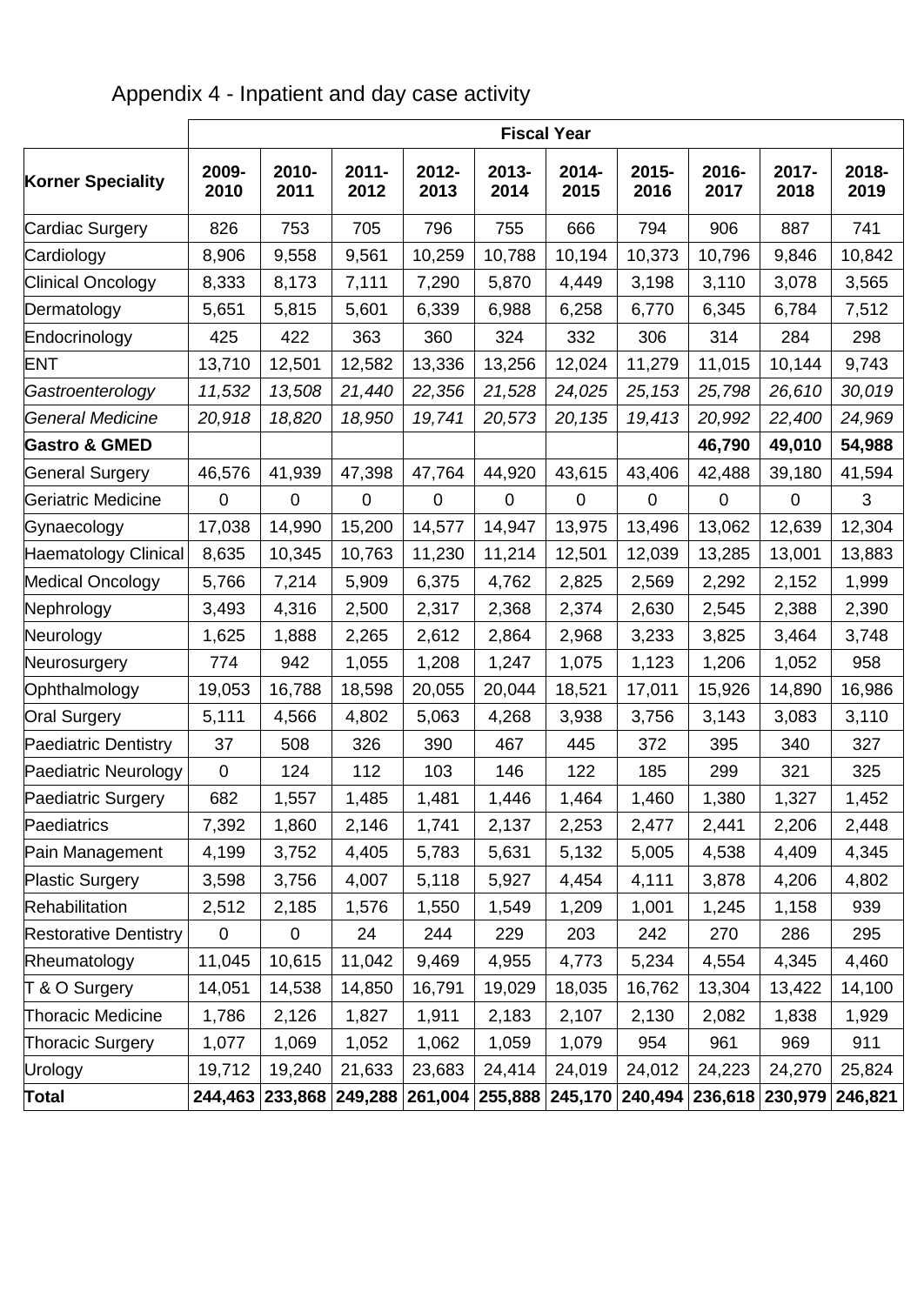# Appendix 4 - Inpatient and day case activity

| | Fiscal Year | | | | | | | | | |
|---|---|---|---|---|---|---|---|---|---|---|
| **Korner Speciality** | **2009-2010** | **2010-2011** | **2011-2012** | **2012-2013** | **2013-2014** | **2014-2015** | **2015-2016** | **2016-2017** | **2017-2018** | **2018-2019** |
| Cardiac Surgery | 826 | 753 | 705 | 796 | 755 | 666 | 794 | 906 | 887 | 741 |
| Cardiology | 8,906 | 9,558 | 9,561 | 10,259 | 10,788 | 10,194 | 10,373 | 10,796 | 9,846 | 10,842 |
| Clinical Oncology | 8,333 | 8,173 | 7,111 | 7,290 | 5,870 | 4,449 | 3,198 | 3,110 | 3,078 | 3,565 |
| Dermatology | 5,651 | 5,815 | 5,601 | 6,339 | 6,988 | 6,258 | 6,770 | 6,345 | 6,784 | 7,512 |
| Endocrinology | 425 | 422 | 363 | 360 | 324 | 332 | 306 | 314 | 284 | 298 |
| ENT | 13,710 | 12,501 | 12,582 | 13,336 | 13,256 | 12,024 | 11,279 | 11,015 | 10,144 | 9,743 |
| *Gastroenterology* | *11,532* | *13,508* | *21,440* | *22,356* | *21,528* | *24,025* | *25,153* | *25,798* | *26,610* | *30,019* |
| *General Medicine* | *20,918* | *18,820* | *18,950* | *19,741* | *20,573* | *20,135* | *19,413* | *20,992* | *22,400* | *24,969* |
| **Gastro & GMED** | | | | | | | | **46,790** | **49,010** | **54,988** |
| General Surgery | 46,576 | 41,939 | 47,398 | 47,764 | 44,920 | 43,615 | 43,406 | 42,488 | 39,180 | 41,594 |
| Geriatric Medicine | 0 | 0 | 0 | 0 | 0 | 0 | 0 | 0 | 0 | 3 |
| Gynaecology | 17,038 | 14,990 | 15,200 | 14,577 | 14,947 | 13,975 | 13,496 | 13,062 | 12,639 | 12,304 |
| Haematology Clinical | 8,635 | 10,345 | 10,763 | 11,230 | 11,214 | 12,501 | 12,039 | 13,285 | 13,001 | 13,883 |
| Medical Oncology | 5,766 | 7,214 | 5,909 | 6,375 | 4,762 | 2,825 | 2,569 | 2,292 | 2,152 | 1,999 |
| Nephrology | 3,493 | 4,316 | 2,500 | 2,317 | 2,368 | 2,374 | 2,630 | 2,545 | 2,388 | 2,390 |
| Neurology | 1,625 | 1,888 | 2,265 | 2,612 | 2,864 | 2,968 | 3,233 | 3,825 | 3,464 | 3,748 |
| Neurosurgery | 774 | 942 | 1,055 | 1,208 | 1,247 | 1,075 | 1,123 | 1,206 | 1,052 | 958 |
| Ophthalmology | 19,053 | 16,788 | 18,598 | 20,055 | 20,044 | 18,521 | 17,011 | 15,926 | 14,890 | 16,986 |
| Oral Surgery | 5,111 | 4,566 | 4,802 | 5,063 | 4,268 | 3,938 | 3,756 | 3,143 | 3,083 | 3,110 |
| Paediatric Dentistry | 37 | 508 | 326 | 390 | 467 | 445 | 372 | 395 | 340 | 327 |
| Paediatric Neurology | 0 | 124 | 112 | 103 | 146 | 122 | 185 | 299 | 321 | 325 |
| Paediatric Surgery | 682 | 1,557 | 1,485 | 1,481 | 1,446 | 1,464 | 1,460 | 1,380 | 1,327 | 1,452 |
| Paediatrics | 7,392 | 1,860 | 2,146 | 1,741 | 2,137 | 2,253 | 2,477 | 2,441 | 2,206 | 2,448 |
| Pain Management | 4,199 | 3,752 | 4,405 | 5,783 | 5,631 | 5,132 | 5,005 | 4,538 | 4,409 | 4,345 |
| Plastic Surgery | 3,598 | 3,756 | 4,007 | 5,118 | 5,927 | 4,454 | 4,111 | 3,878 | 4,206 | 4,802 |
| Rehabilitation | 2,512 | 2,185 | 1,576 | 1,550 | 1,549 | 1,209 | 1,001 | 1,245 | 1,158 | 939 |
| Restorative Dentistry | 0 | 0 | 24 | 244 | 229 | 203 | 242 | 270 | 286 | 295 |
| Rheumatology | 11,045 | 10,615 | 11,042 | 9,469 | 4,955 | 4,773 | 5,234 | 4,554 | 4,345 | 4,460 |
| T & O Surgery | 14,051 | 14,538 | 14,850 | 16,791 | 19,029 | 18,035 | 16,762 | 13,304 | 13,422 | 14,100 |
| Thoracic Medicine | 1,786 | 2,126 | 1,827 | 1,911 | 2,183 | 2,107 | 2,130 | 2,082 | 1,838 | 1,929 |
| Thoracic Surgery | 1,077 | 1,069 | 1,052 | 1,062 | 1,059 | 1,079 | 954 | 961 | 969 | 911 |
| Urology | 19,712 | 19,240 | 21,633 | 23,683 | 24,414 | 24,019 | 24,012 | 24,223 | 24,270 | 25,824 |
| **Total** | **244,463** | **233,868** | **249,288** | **261,004** | **255,888** | **245,170** | **240,494** | **236,618** | **230,979** | **246,821** |